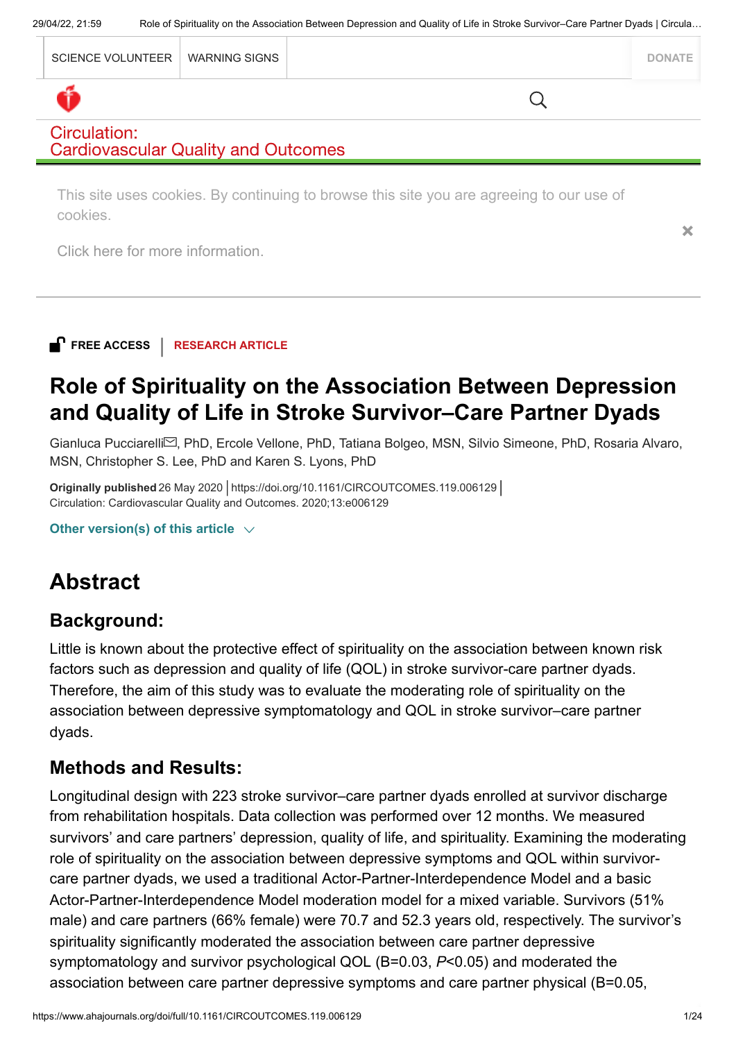FREE ACCESS | RESEARCH ARTICLE

# Role of Spirituality on the Association Between Depression and Quality of Life in Stroke Survivor–Care Partner Dyads

Gianluca Pucciarelli, PhD, Ercole Vellone, PhD, Tatiana Bolgeo, MSN, Silvio Simeone, PhD, Rosaria Alvaro, MSN, Christopher S. Lee, PhD and Karen S. Lyons, PhD

**Originally published** 26 May 2020 | https://doi.org/10.1161/CIRCOUTCOMES.119.006129 |
Circulation: Cardiovascular Quality and Outcomes. 2020;13:e006129

Other version(s) of this article

## Abstract

### Background:

Little is known about the protective effect of spirituality on the association between known risk factors such as depression and quality of life (QOL) in stroke survivor-care partner dyads. Therefore, the aim of this study was to evaluate the moderating role of spirituality on the association between depressive symptomatology and QOL in stroke survivor–care partner dyads.

### Methods and Results:

Longitudinal design with 223 stroke survivor–care partner dyads enrolled at survivor discharge from rehabilitation hospitals. Data collection was performed over 12 months. We measured survivors' and care partners' depression, quality of life, and spirituality. Examining the moderating role of spirituality on the association between depressive symptoms and QOL within survivor-care partner dyads, we used a traditional Actor-Partner-Interdependence Model and a basic Actor-Partner-Interdependence Model moderation model for a mixed variable. Survivors (51% male) and care partners (66% female) were 70.7 and 52.3 years old, respectively. The survivor's spirituality significantly moderated the association between care partner depressive symptomatology and survivor psychological QOL (B=0.03, $P<0.05$) and moderated the association between care partner depressive symptoms and care partner physical (B=0.05,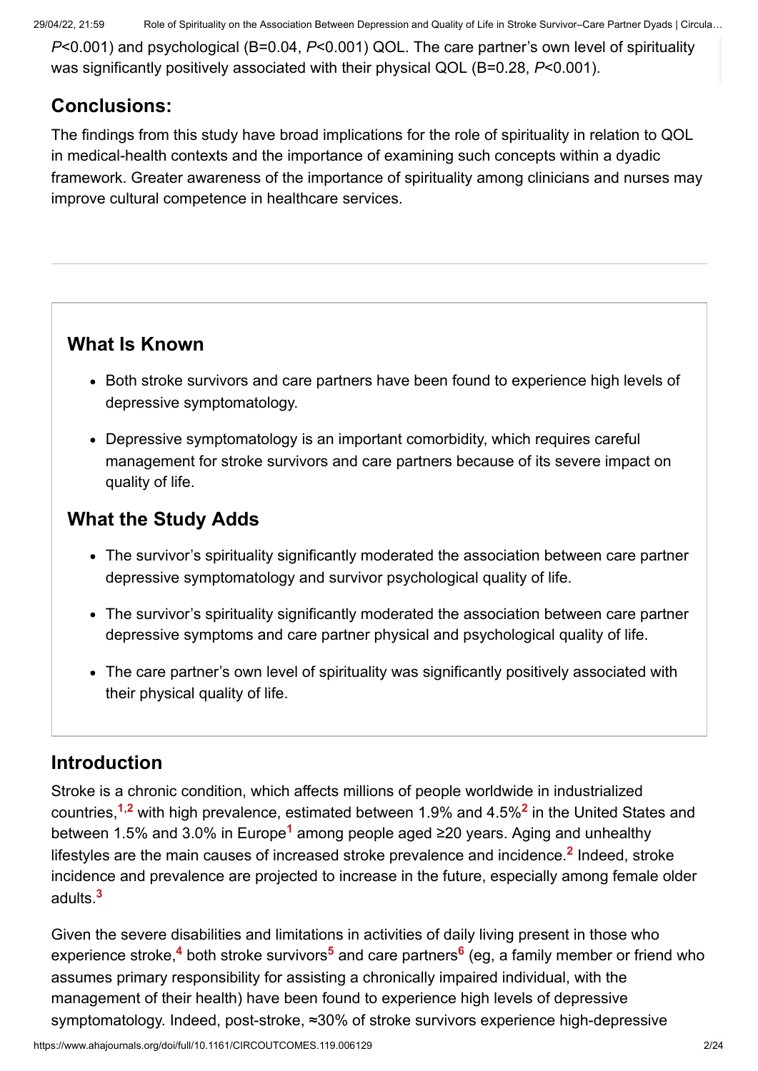$P$<0.001) and psychological (B=0.04, $P$<0.001) QOL. The care partner's own level of spirituality was significantly positively associated with their physical QOL (B=0.28, $P$<0.001).

## Conclusions:

The findings from this study have broad implications for the role of spirituality in relation to QOL in medical-health contexts and the importance of examining such concepts within a dyadic framework. Greater awareness of the importance of spirituality among clinicians and nurses may improve cultural competence in healthcare services.

---

### What Is Known

- Both stroke survivors and care partners have been found to experience high levels of depressive symptomatology.
- Depressive symptomatology is an important comorbidity, which requires careful management for stroke survivors and care partners because of its severe impact on quality of life.

### What the Study Adds

- The survivor's spirituality significantly moderated the association between care partner depressive symptomatology and survivor psychological quality of life.
- The survivor's spirituality significantly moderated the association between care partner depressive symptoms and care partner physical and psychological quality of life.
- The care partner's own level of spirituality was significantly positively associated with their physical quality of life.

## Introduction

Stroke is a chronic condition, which affects millions of people worldwide in industrialized countries,[1,2] with high prevalence, estimated between 1.9% and 4.5%[2] in the United States and between 1.5% and 3.0% in Europe[1] among people aged ≥20 years. Aging and unhealthy lifestyles are the main causes of increased stroke prevalence and incidence.[2] Indeed, stroke incidence and prevalence are projected to increase in the future, especially among female older adults.[3]

Given the severe disabilities and limitations in activities of daily living present in those who experience stroke,[4] both stroke survivors[5] and care partners[6] (eg, a family member or friend who assumes primary responsibility for assisting a chronically impaired individual, with the management of their health) have been found to experience high levels of depressive symptomatology. Indeed, post-stroke, ≈30% of stroke survivors experience high-depressive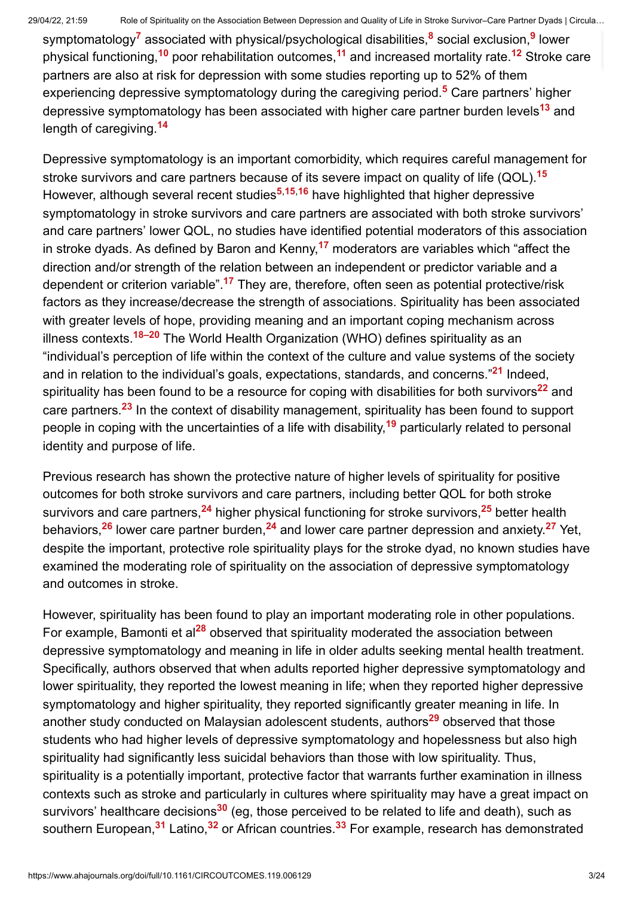symptomatology[7] associated with physical/psychological disabilities,[8] social exclusion,[9] lower physical functioning,[10] poor rehabilitation outcomes,[11] and increased mortality rate.[12] Stroke care partners are also at risk for depression with some studies reporting up to 52% of them experiencing depressive symptomatology during the caregiving period.[5] Care partners' higher depressive symptomatology has been associated with higher care partner burden levels[13] and length of caregiving.[14]

Depressive symptomatology is an important comorbidity, which requires careful management for stroke survivors and care partners because of its severe impact on quality of life (QOL).[15] However, although several recent studies[5,15,16] have highlighted that higher depressive symptomatology in stroke survivors and care partners are associated with both stroke survivors' and care partners' lower QOL, no studies have identified potential moderators of this association in stroke dyads. As defined by Baron and Kenny,[17] moderators are variables which "affect the direction and/or strength of the relation between an independent or predictor variable and a dependent or criterion variable".[17] They are, therefore, often seen as potential protective/risk factors as they increase/decrease the strength of associations. Spirituality has been associated with greater levels of hope, providing meaning and an important coping mechanism across illness contexts.[18–20] The World Health Organization (WHO) defines spirituality as an "individual's perception of life within the context of the culture and value systems of the society and in relation to the individual's goals, expectations, standards, and concerns."[21] Indeed, spirituality has been found to be a resource for coping with disabilities for both survivors[22] and care partners.[23] In the context of disability management, spirituality has been found to support people in coping with the uncertainties of a life with disability,[19] particularly related to personal identity and purpose of life.

Previous research has shown the protective nature of higher levels of spirituality for positive outcomes for both stroke survivors and care partners, including better QOL for both stroke survivors and care partners,[24] higher physical functioning for stroke survivors,[25] better health behaviors,[26] lower care partner burden,[24] and lower care partner depression and anxiety.[27] Yet, despite the important, protective role spirituality plays for the stroke dyad, no known studies have examined the moderating role of spirituality on the association of depressive symptomatology and outcomes in stroke.

However, spirituality has been found to play an important moderating role in other populations. For example, Bamonti et al[28] observed that spirituality moderated the association between depressive symptomatology and meaning in life in older adults seeking mental health treatment. Specifically, authors observed that when adults reported higher depressive symptomatology and lower spirituality, they reported the lowest meaning in life; when they reported higher depressive symptomatology and higher spirituality, they reported significantly greater meaning in life. In another study conducted on Malaysian adolescent students, authors[29] observed that those students who had higher levels of depressive symptomatology and hopelessness but also high spirituality had significantly less suicidal behaviors than those with low spirituality. Thus, spirituality is a potentially important, protective factor that warrants further examination in illness contexts such as stroke and particularly in cultures where spirituality may have a great impact on survivors' healthcare decisions[30] (eg, those perceived to be related to life and death), such as southern European,[31] Latino,[32] or African countries.[33] For example, research has demonstrated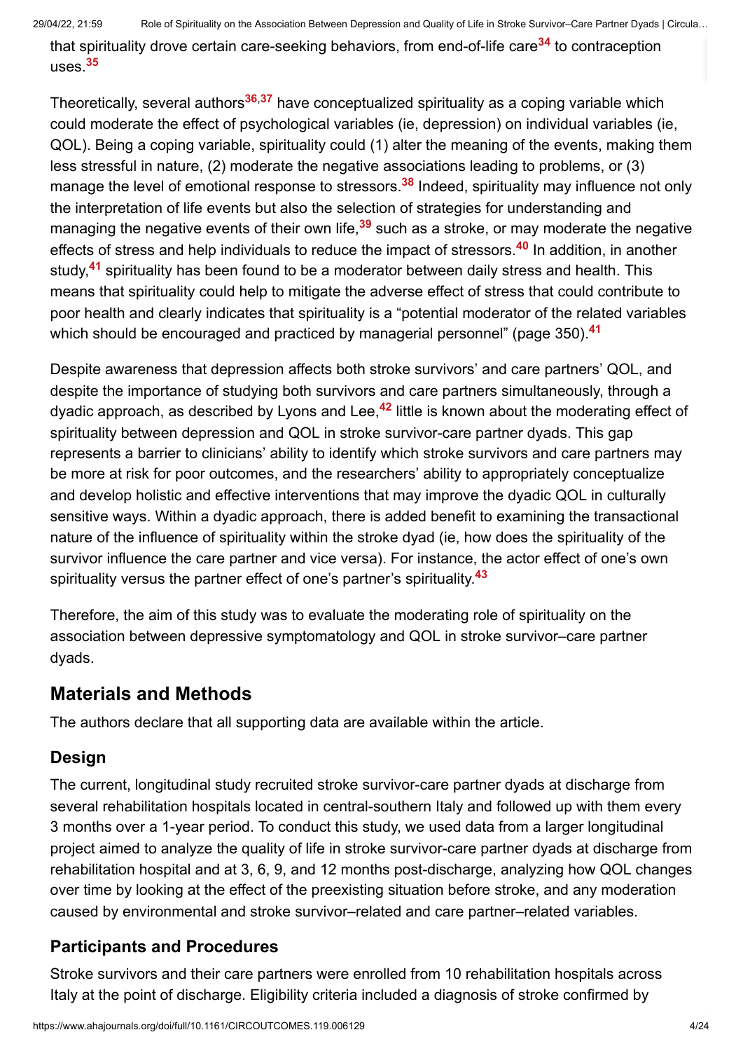that spirituality drove certain care-seeking behaviors, from end-of-life care[34] to contraception uses.[35]

Theoretically, several authors[36,37] have conceptualized spirituality as a coping variable which could moderate the effect of psychological variables (ie, depression) on individual variables (ie, QOL). Being a coping variable, spirituality could (1) alter the meaning of the events, making them less stressful in nature, (2) moderate the negative associations leading to problems, or (3) manage the level of emotional response to stressors.[38] Indeed, spirituality may influence not only the interpretation of life events but also the selection of strategies for understanding and managing the negative events of their own life,[39] such as a stroke, or may moderate the negative effects of stress and help individuals to reduce the impact of stressors.[40] In addition, in another study,[41] spirituality has been found to be a moderator between daily stress and health. This means that spirituality could help to mitigate the adverse effect of stress that could contribute to poor health and clearly indicates that spirituality is a "potential moderator of the related variables which should be encouraged and practiced by managerial personnel" (page 350).[41]

Despite awareness that depression affects both stroke survivors' and care partners' QOL, and despite the importance of studying both survivors and care partners simultaneously, through a dyadic approach, as described by Lyons and Lee,[42] little is known about the moderating effect of spirituality between depression and QOL in stroke survivor-care partner dyads. This gap represents a barrier to clinicians' ability to identify which stroke survivors and care partners may be more at risk for poor outcomes, and the researchers' ability to appropriately conceptualize and develop holistic and effective interventions that may improve the dyadic QOL in culturally sensitive ways. Within a dyadic approach, there is added benefit to examining the transactional nature of the influence of spirituality within the stroke dyad (ie, how does the spirituality of the survivor influence the care partner and vice versa). For instance, the actor effect of one's own spirituality versus the partner effect of one's partner's spirituality.[43]

Therefore, the aim of this study was to evaluate the moderating role of spirituality on the association between depressive symptomatology and QOL in stroke survivor–care partner dyads.

## Materials and Methods

The authors declare that all supporting data are available within the article.

### Design

The current, longitudinal study recruited stroke survivor-care partner dyads at discharge from several rehabilitation hospitals located in central-southern Italy and followed up with them every 3 months over a 1-year period. To conduct this study, we used data from a larger longitudinal project aimed to analyze the quality of life in stroke survivor-care partner dyads at discharge from rehabilitation hospital and at 3, 6, 9, and 12 months post-discharge, analyzing how QOL changes over time by looking at the effect of the preexisting situation before stroke, and any moderation caused by environmental and stroke survivor–related and care partner–related variables.

### Participants and Procedures

Stroke survivors and their care partners were enrolled from 10 rehabilitation hospitals across Italy at the point of discharge. Eligibility criteria included a diagnosis of stroke confirmed by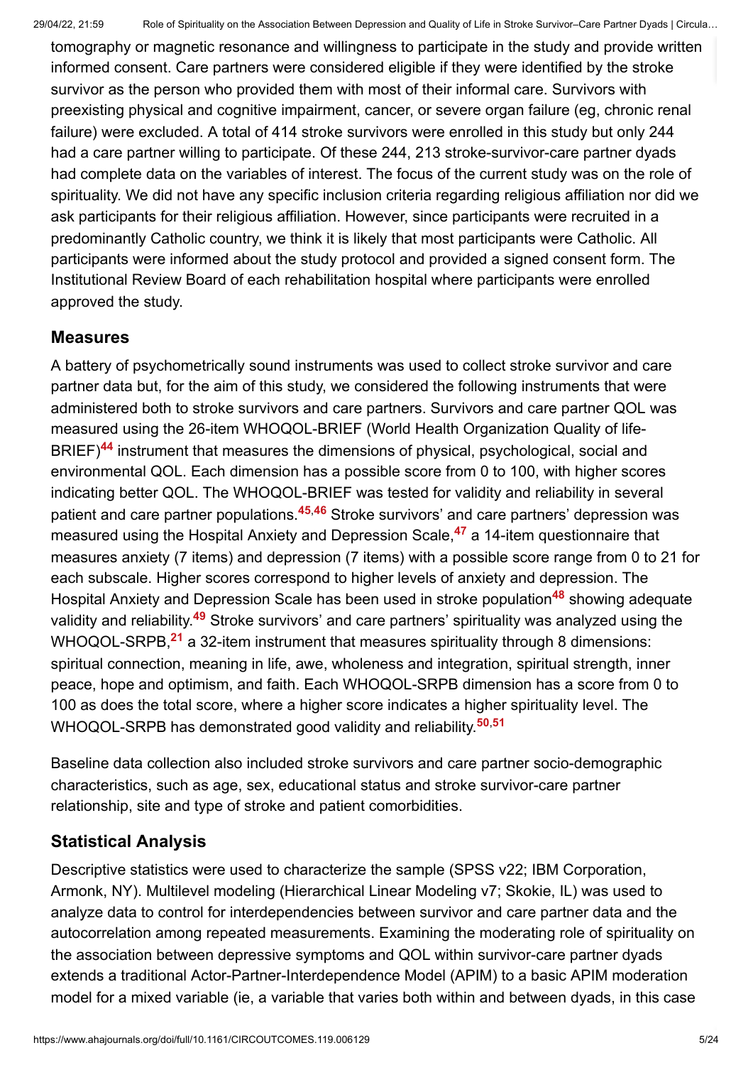tomography or magnetic resonance and willingness to participate in the study and provide written informed consent. Care partners were considered eligible if they were identified by the stroke survivor as the person who provided them with most of their informal care. Survivors with preexisting physical and cognitive impairment, cancer, or severe organ failure (eg, chronic renal failure) were excluded. A total of 414 stroke survivors were enrolled in this study but only 244 had a care partner willing to participate. Of these 244, 213 stroke-survivor-care partner dyads had complete data on the variables of interest. The focus of the current study was on the role of spirituality. We did not have any specific inclusion criteria regarding religious affiliation nor did we ask participants for their religious affiliation. However, since participants were recruited in a predominantly Catholic country, we think it is likely that most participants were Catholic. All participants were informed about the study protocol and provided a signed consent form. The Institutional Review Board of each rehabilitation hospital where participants were enrolled approved the study.

## Measures

A battery of psychometrically sound instruments was used to collect stroke survivor and care partner data but, for the aim of this study, we considered the following instruments that were administered both to stroke survivors and care partners. Survivors and care partner QOL was measured using the 26-item WHOQOL-BRIEF (World Health Organization Quality of life-BRIEF)[44] instrument that measures the dimensions of physical, psychological, social and environmental QOL. Each dimension has a possible score from 0 to 100, with higher scores indicating better QOL. The WHOQOL-BRIEF was tested for validity and reliability in several patient and care partner populations.[45,46] Stroke survivors' and care partners' depression was measured using the Hospital Anxiety and Depression Scale,[47] a 14-item questionnaire that measures anxiety (7 items) and depression (7 items) with a possible score range from 0 to 21 for each subscale. Higher scores correspond to higher levels of anxiety and depression. The Hospital Anxiety and Depression Scale has been used in stroke population[48] showing adequate validity and reliability.[49] Stroke survivors' and care partners' spirituality was analyzed using the WHOQOL-SRPB,[21] a 32-item instrument that measures spirituality through 8 dimensions: spiritual connection, meaning in life, awe, wholeness and integration, spiritual strength, inner peace, hope and optimism, and faith. Each WHOQOL-SRPB dimension has a score from 0 to 100 as does the total score, where a higher score indicates a higher spirituality level. The WHOQOL-SRPB has demonstrated good validity and reliability.[50,51]

Baseline data collection also included stroke survivors and care partner socio-demographic characteristics, such as age, sex, educational status and stroke survivor-care partner relationship, site and type of stroke and patient comorbidities.

## Statistical Analysis

Descriptive statistics were used to characterize the sample (SPSS v22; IBM Corporation, Armonk, NY). Multilevel modeling (Hierarchical Linear Modeling v7; Skokie, IL) was used to analyze data to control for interdependencies between survivor and care partner data and the autocorrelation among repeated measurements. Examining the moderating role of spirituality on the association between depressive symptoms and QOL within survivor-care partner dyads extends a traditional Actor-Partner-Interdependence Model (APIM) to a basic APIM moderation model for a mixed variable (ie, a variable that varies both within and between dyads, in this case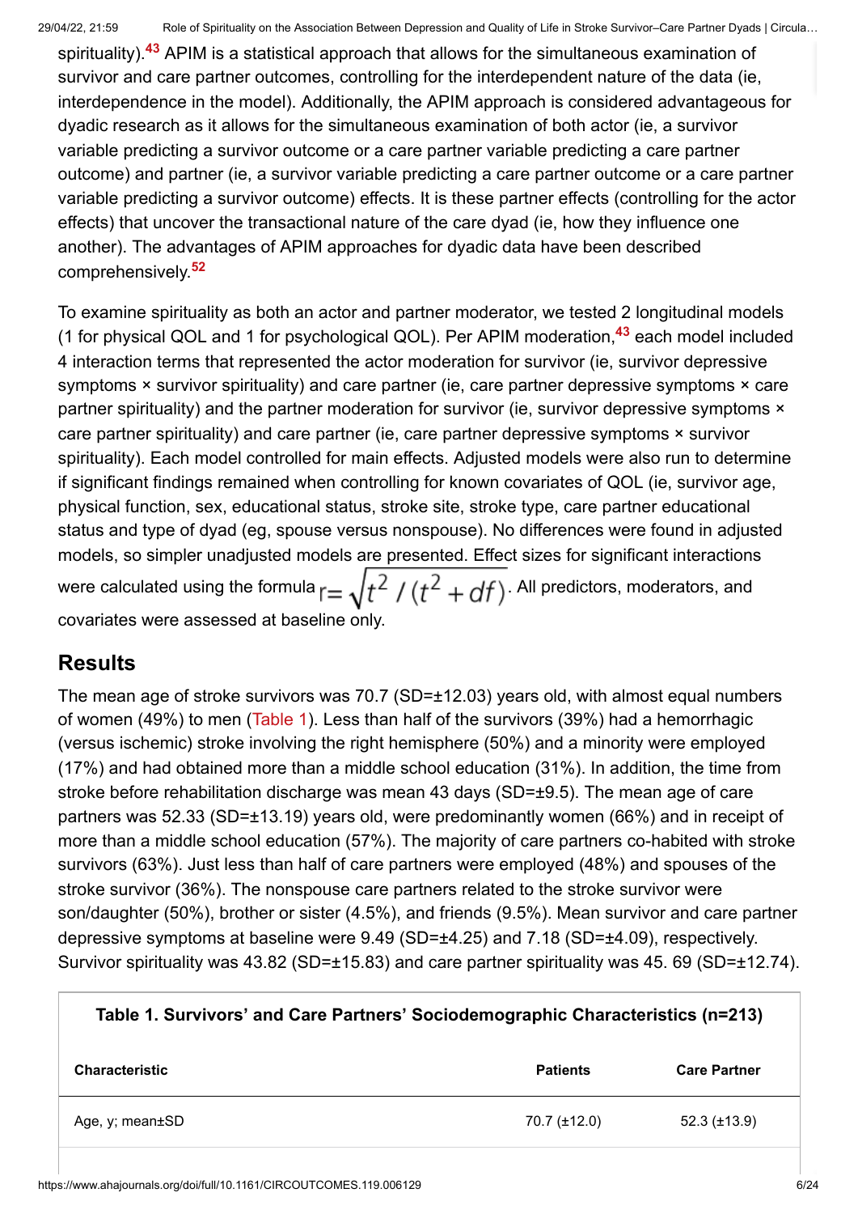spirituality).[43] APIM is a statistical approach that allows for the simultaneous examination of survivor and care partner outcomes, controlling for the interdependent nature of the data (ie, interdependence in the model). Additionally, the APIM approach is considered advantageous for dyadic research as it allows for the simultaneous examination of both actor (ie, a survivor variable predicting a survivor outcome or a care partner variable predicting a care partner outcome) and partner (ie, a survivor variable predicting a care partner outcome or a care partner variable predicting a survivor outcome) effects. It is these partner effects (controlling for the actor effects) that uncover the transactional nature of the care dyad (ie, how they influence one another). The advantages of APIM approaches for dyadic data have been described comprehensively.[52]

To examine spirituality as both an actor and partner moderator, we tested 2 longitudinal models (1 for physical QOL and 1 for psychological QOL). Per APIM moderation,[43] each model included 4 interaction terms that represented the actor moderation for survivor (ie, survivor depressive symptoms × survivor spirituality) and care partner (ie, care partner depressive symptoms × care partner spirituality) and the partner moderation for survivor (ie, survivor depressive symptoms × care partner spirituality) and care partner (ie, care partner depressive symptoms × survivor spirituality). Each model controlled for main effects. Adjusted models were also run to determine if significant findings remained when controlling for known covariates of QOL (ie, survivor age, physical function, sex, educational status, stroke site, stroke type, care partner educational status and type of dyad (eg, spouse versus nonspouse). No differences were found in adjusted models, so simpler unadjusted models are presented. Effect sizes for significant interactions were calculated using the formula $r=\sqrt{t^2/(t^2+df)}$. All predictors, moderators, and covariates were assessed at baseline only.

## Results

The mean age of stroke survivors was 70.7 (SD=±12.03) years old, with almost equal numbers of women (49%) to men (Table 1). Less than half of the survivors (39%) had a hemorrhagic (versus ischemic) stroke involving the right hemisphere (50%) and a minority were employed (17%) and had obtained more than a middle school education (31%). In addition, the time from stroke before rehabilitation discharge was mean 43 days (SD=±9.5). The mean age of care partners was 52.33 (SD=±13.19) years old, were predominantly women (66%) and in receipt of more than a middle school education (57%). The majority of care partners co-habited with stroke survivors (63%). Just less than half of care partners were employed (48%) and spouses of the stroke survivor (36%). The nonspouse care partners related to the stroke survivor were son/daughter (50%), brother or sister (4.5%), and friends (9.5%). Mean survivor and care partner depressive symptoms at baseline were 9.49 (SD=±4.25) and 7.18 (SD=±4.09), respectively. Survivor spirituality was 43.82 (SD=±15.83) and care partner spirituality was 45. 69 (SD=±12.74).

**Table 1. Survivors' and Care Partners' Sociodemographic Characteristics (n=213)**

| Characteristic | Patients | Care Partner |
|---|---|---|
| Age, y; mean±SD | 70.7 (±12.0) | 52.3 (±13.9) |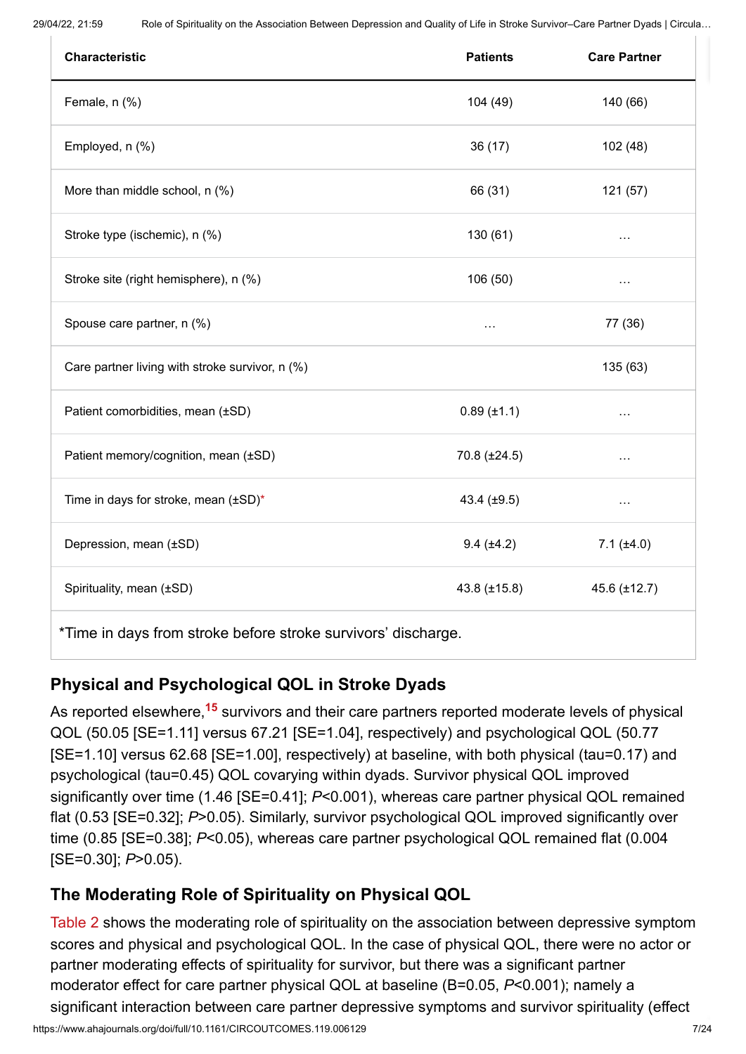| Characteristic | Patients | Care Partner |
|---|---|---|
| Female, n (%) | 104 (49) | 140 (66) |
| Employed, n (%) | 36 (17) | 102 (48) |
| More than middle school, n (%) | 66 (31) | 121 (57) |
| Stroke type (ischemic), n (%) | 130 (61) | … |
| Stroke site (right hemisphere), n (%) | 106 (50) | … |
| Spouse care partner, n (%) | … | 77 (36) |
| Care partner living with stroke survivor, n (%) | | 135 (63) |
| Patient comorbidities, mean (±SD) | 0.89 (±1.1) | … |
| Patient memory/cognition, mean (±SD) | 70.8 (±24.5) | … |
| Time in days for stroke, mean (±SD)* | 43.4 (±9.5) | … |
| Depression, mean (±SD) | 9.4 (±4.2) | 7.1 (±4.0) |
| Spirituality, mean (±SD) | 43.8 (±15.8) | 45.6 (±12.7) |

*Time in days from stroke before stroke survivors' discharge.

## Physical and Psychological QOL in Stroke Dyads

As reported elsewhere,[15] survivors and their care partners reported moderate levels of physical QOL (50.05 [SE=1.11] versus 67.21 [SE=1.04], respectively) and psychological QOL (50.77 [SE=1.10] versus 62.68 [SE=1.00], respectively) at baseline, with both physical (tau=0.17) and psychological (tau=0.45) QOL covarying within dyads. Survivor physical QOL improved significantly over time (1.46 [SE=0.41]; $P<0.001$), whereas care partner physical QOL remained flat (0.53 [SE=0.32]; $P>0.05$). Similarly, survivor psychological QOL improved significantly over time (0.85 [SE=0.38]; $P<0.05$), whereas care partner psychological QOL remained flat (0.004 [SE=0.30]; $P>0.05$).

## The Moderating Role of Spirituality on Physical QOL

Table 2 shows the moderating role of spirituality on the association between depressive symptom scores and physical and psychological QOL. In the case of physical QOL, there were no actor or partner moderating effects of spirituality for survivor, but there was a significant partner moderator effect for care partner physical QOL at baseline (B=0.05, $P<0.001$); namely a significant interaction between care partner depressive symptoms and survivor spirituality (effect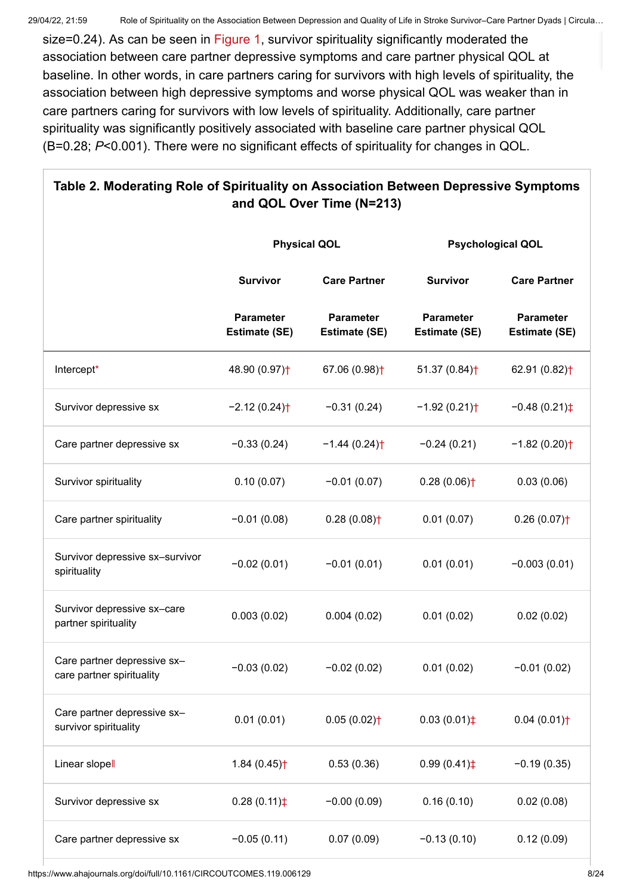size=0.24). As can be seen in Figure 1, survivor spirituality significantly moderated the association between care partner depressive symptoms and care partner physical QOL at baseline. In other words, in care partners caring for survivors with high levels of spirituality, the association between high depressive symptoms and worse physical QOL was weaker than in care partners caring for survivors with low levels of spirituality. Additionally, care partner spirituality was significantly positively associated with baseline care partner physical QOL (B=0.28; *P*<0.001). There were no significant effects of spirituality for changes in QOL.

**Table 2. Moderating Role of Spirituality on Association Between Depressive Symptoms and QOL Over Time (N=213)**

| | Physical QOL | | Psychological QOL | |
|---|---|---|---|---|
| | Survivor | Care Partner | Survivor | Care Partner |
| | Parameter Estimate (SE) | Parameter Estimate (SE) | Parameter Estimate (SE) | Parameter Estimate (SE) |
| Intercept* | 48.90 (0.97)† | 67.06 (0.98)† | 51.37 (0.84)† | 62.91 (0.82)† |
| Survivor depressive sx | −2.12 (0.24)† | −0.31 (0.24) | −1.92 (0.21)† | −0.48 (0.21)‡ |
| Care partner depressive sx | −0.33 (0.24) | −1.44 (0.24)† | −0.24 (0.21) | −1.82 (0.20)† |
| Survivor spirituality | 0.10 (0.07) | −0.01 (0.07) | 0.28 (0.06)† | 0.03 (0.06) |
| Care partner spirituality | −0.01 (0.08) | 0.28 (0.08)† | 0.01 (0.07) | 0.26 (0.07)† |
| Survivor depressive sx–survivor spirituality | −0.02 (0.01) | −0.01 (0.01) | 0.01 (0.01) | −0.003 (0.01) |
| Survivor depressive sx–care partner spirituality | 0.003 (0.02) | 0.004 (0.02) | 0.01 (0.02) | 0.02 (0.02) |
| Care partner depressive sx–care partner spirituality | −0.03 (0.02) | −0.02 (0.02) | 0.01 (0.02) | −0.01 (0.02) |
| Care partner depressive sx–survivor spirituality | 0.01 (0.01) | 0.05 (0.02)† | 0.03 (0.01)‡ | 0.04 (0.01)† |
| Linear slope‖ | 1.84 (0.45)† | 0.53 (0.36) | 0.99 (0.41)‡ | −0.19 (0.35) |
| Survivor depressive sx | 0.28 (0.11)‡ | −0.00 (0.09) | 0.16 (0.10) | 0.02 (0.08) |
| Care partner depressive sx | −0.05 (0.11) | 0.07 (0.09) | −0.13 (0.10) | 0.12 (0.09) |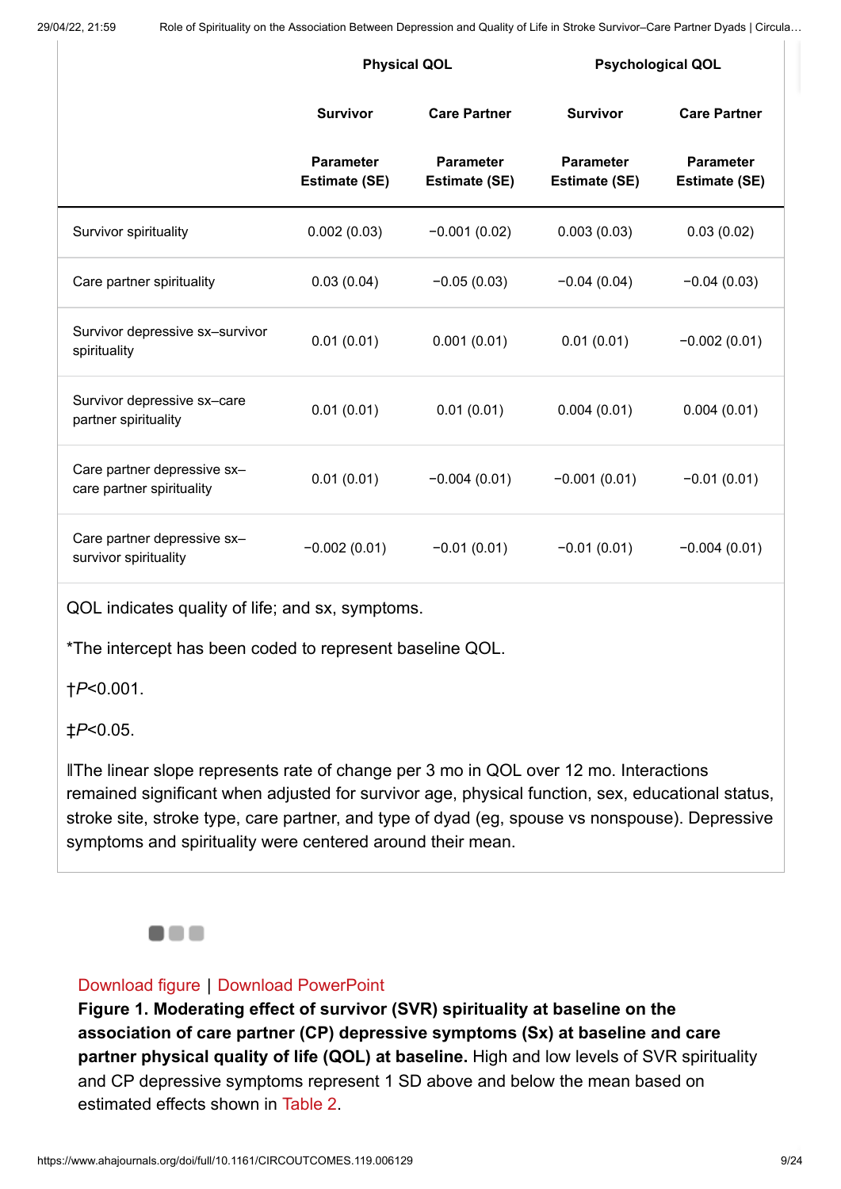| | Physical QOL | | Psychological QOL | |
|---|---|---|---|---|
| | Survivor | Care Partner | Survivor | Care Partner |
| | Parameter Estimate (SE) | Parameter Estimate (SE) | Parameter Estimate (SE) | Parameter Estimate (SE) |
| Survivor spirituality | 0.002 (0.03) | −0.001 (0.02) | 0.003 (0.03) | 0.03 (0.02) |
| Care partner spirituality | 0.03 (0.04) | −0.05 (0.03) | −0.04 (0.04) | −0.04 (0.03) |
| Survivor depressive sx–survivor spirituality | 0.01 (0.01) | 0.001 (0.01) | 0.01 (0.01) | −0.002 (0.01) |
| Survivor depressive sx–care partner spirituality | 0.01 (0.01) | 0.01 (0.01) | 0.004 (0.01) | 0.004 (0.01) |
| Care partner depressive sx–care partner spirituality | 0.01 (0.01) | −0.004 (0.01) | −0.001 (0.01) | −0.01 (0.01) |
| Care partner depressive sx–survivor spirituality | −0.002 (0.01) | −0.01 (0.01) | −0.01 (0.01) | −0.004 (0.01) |

QOL indicates quality of life; and sx, symptoms.

*The intercept has been coded to represent baseline QOL.

†$P<0.001$.

‡$P<0.05$.

‖The linear slope represents rate of change per 3 mo in QOL over 12 mo. Interactions remained significant when adjusted for survivor age, physical function, sex, educational status, stroke site, stroke type, care partner, and type of dyad (eg, spouse vs nonspouse). Depressive symptoms and spirituality were centered around their mean.

Download figure | Download PowerPoint

**Figure 1. Moderating effect of survivor (SVR) spirituality at baseline on the association of care partner (CP) depressive symptoms (Sx) at baseline and care partner physical quality of life (QOL) at baseline.** High and low levels of SVR spirituality and CP depressive symptoms represent 1 SD above and below the mean based on estimated effects shown in Table 2.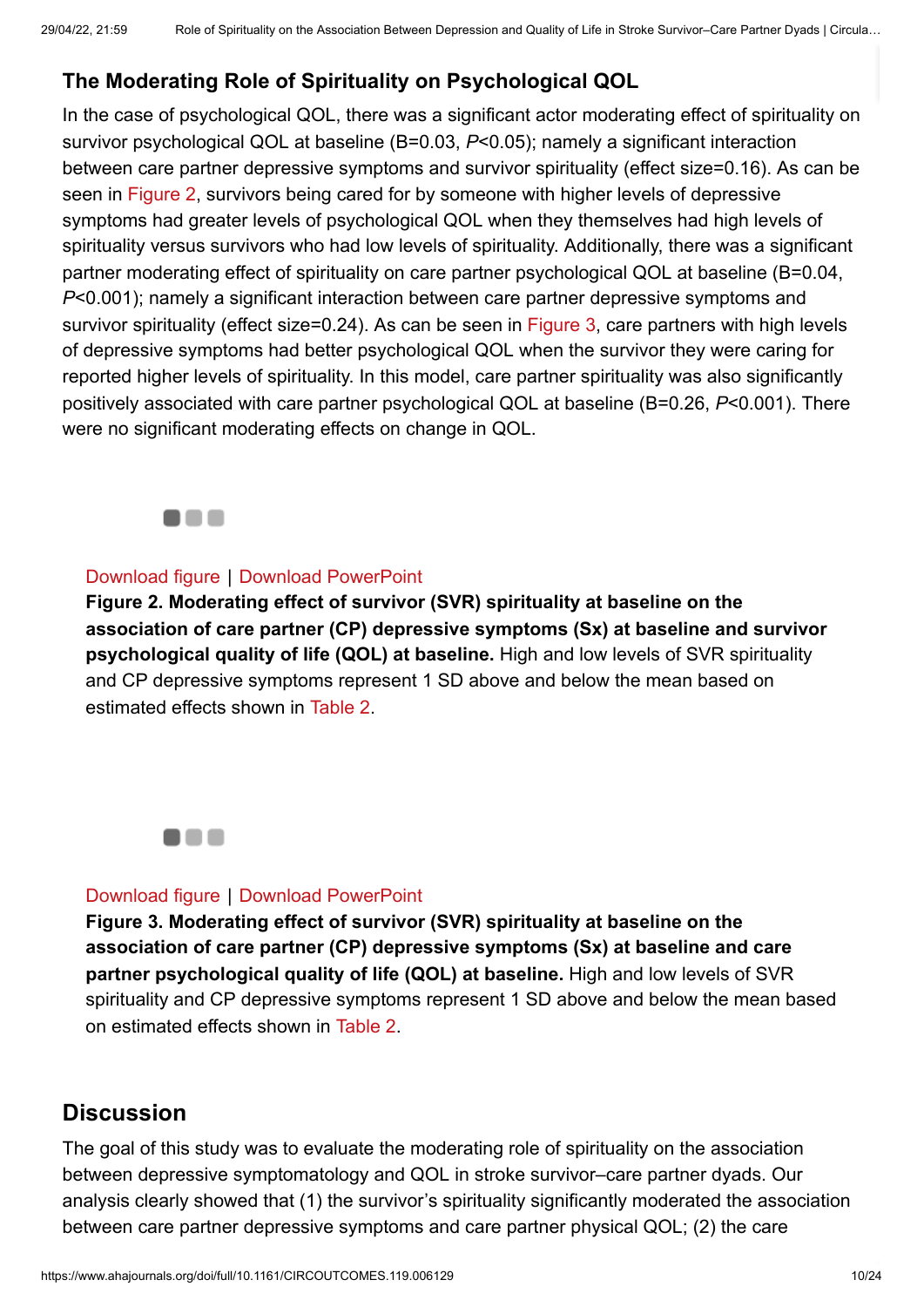## The Moderating Role of Spirituality on Psychological QOL

In the case of psychological QOL, there was a significant actor moderating effect of spirituality on survivor psychological QOL at baseline (B=0.03, $P<0.05$); namely a significant interaction between care partner depressive symptoms and survivor spirituality (effect size=0.16). As can be seen in Figure 2, survivors being cared for by someone with higher levels of depressive symptoms had greater levels of psychological QOL when they themselves had high levels of spirituality versus survivors who had low levels of spirituality. Additionally, there was a significant partner moderating effect of spirituality on care partner psychological QOL at baseline (B=0.04, $P<0.001$); namely a significant interaction between care partner depressive symptoms and survivor spirituality (effect size=0.24). As can be seen in Figure 3, care partners with high levels of depressive symptoms had better psychological QOL when the survivor they were caring for reported higher levels of spirituality. In this model, care partner spirituality was also significantly positively associated with care partner psychological QOL at baseline (B=0.26, $P<0.001$). There were no significant moderating effects on change in QOL.

Download figure | Download PowerPoint

**Figure 2. Moderating effect of survivor (SVR) spirituality at baseline on the association of care partner (CP) depressive symptoms (Sx) at baseline and survivor psychological quality of life (QOL) at baseline.** High and low levels of SVR spirituality and CP depressive symptoms represent 1 SD above and below the mean based on estimated effects shown in Table 2.

Download figure | Download PowerPoint

**Figure 3. Moderating effect of survivor (SVR) spirituality at baseline on the association of care partner (CP) depressive symptoms (Sx) at baseline and care partner psychological quality of life (QOL) at baseline.** High and low levels of SVR spirituality and CP depressive symptoms represent 1 SD above and below the mean based on estimated effects shown in Table 2.

## Discussion

The goal of this study was to evaluate the moderating role of spirituality on the association between depressive symptomatology and QOL in stroke survivor–care partner dyads. Our analysis clearly showed that (1) the survivor's spirituality significantly moderated the association between care partner depressive symptoms and care partner physical QOL; (2) the care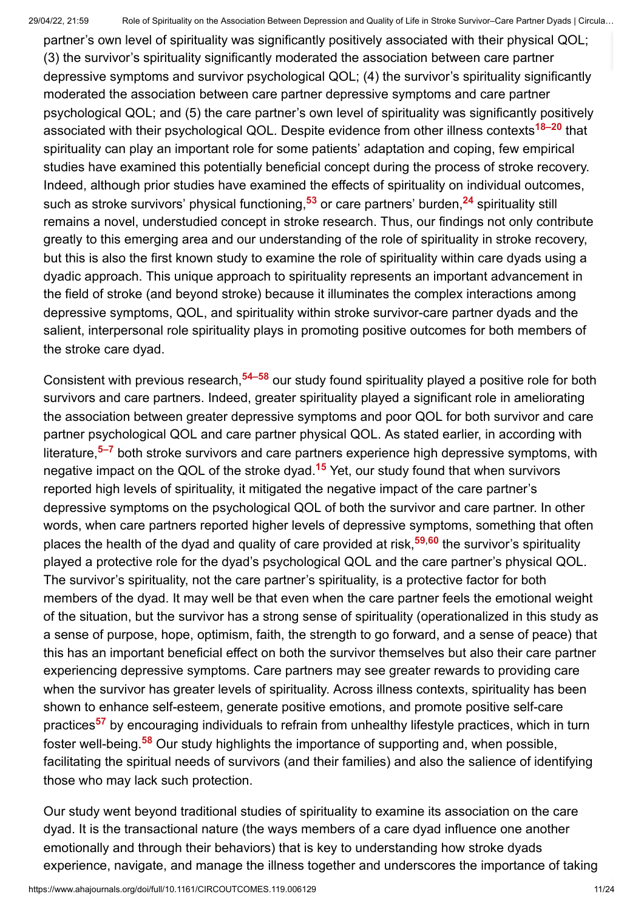partner's own level of spirituality was significantly positively associated with their physical QOL; (3) the survivor's spirituality significantly moderated the association between care partner depressive symptoms and survivor psychological QOL; (4) the survivor's spirituality significantly moderated the association between care partner depressive symptoms and care partner psychological QOL; and (5) the care partner's own level of spirituality was significantly positively associated with their psychological QOL. Despite evidence from other illness contexts[18–20] that spirituality can play an important role for some patients' adaptation and coping, few empirical studies have examined this potentially beneficial concept during the process of stroke recovery. Indeed, although prior studies have examined the effects of spirituality on individual outcomes, such as stroke survivors' physical functioning,[53] or care partners' burden,[24] spirituality still remains a novel, understudied concept in stroke research. Thus, our findings not only contribute greatly to this emerging area and our understanding of the role of spirituality in stroke recovery, but this is also the first known study to examine the role of spirituality within care dyads using a dyadic approach. This unique approach to spirituality represents an important advancement in the field of stroke (and beyond stroke) because it illuminates the complex interactions among depressive symptoms, QOL, and spirituality within stroke survivor-care partner dyads and the salient, interpersonal role spirituality plays in promoting positive outcomes for both members of the stroke care dyad.

Consistent with previous research,[54–58] our study found spirituality played a positive role for both survivors and care partners. Indeed, greater spirituality played a significant role in ameliorating the association between greater depressive symptoms and poor QOL for both survivor and care partner psychological QOL and care partner physical QOL. As stated earlier, in according with literature,[5–7] both stroke survivors and care partners experience high depressive symptoms, with negative impact on the QOL of the stroke dyad.[15] Yet, our study found that when survivors reported high levels of spirituality, it mitigated the negative impact of the care partner's depressive symptoms on the psychological QOL of both the survivor and care partner. In other words, when care partners reported higher levels of depressive symptoms, something that often places the health of the dyad and quality of care provided at risk,[59,60] the survivor's spirituality played a protective role for the dyad's psychological QOL and the care partner's physical QOL. The survivor's spirituality, not the care partner's spirituality, is a protective factor for both members of the dyad. It may well be that even when the care partner feels the emotional weight of the situation, but the survivor has a strong sense of spirituality (operationalized in this study as a sense of purpose, hope, optimism, faith, the strength to go forward, and a sense of peace) that this has an important beneficial effect on both the survivor themselves but also their care partner experiencing depressive symptoms. Care partners may see greater rewards to providing care when the survivor has greater levels of spirituality. Across illness contexts, spirituality has been shown to enhance self-esteem, generate positive emotions, and promote positive self-care practices[57] by encouraging individuals to refrain from unhealthy lifestyle practices, which in turn foster well-being.[58] Our study highlights the importance of supporting and, when possible, facilitating the spiritual needs of survivors (and their families) and also the salience of identifying those who may lack such protection.

Our study went beyond traditional studies of spirituality to examine its association on the care dyad. It is the transactional nature (the ways members of a care dyad influence one another emotionally and through their behaviors) that is key to understanding how stroke dyads experience, navigate, and manage the illness together and underscores the importance of taking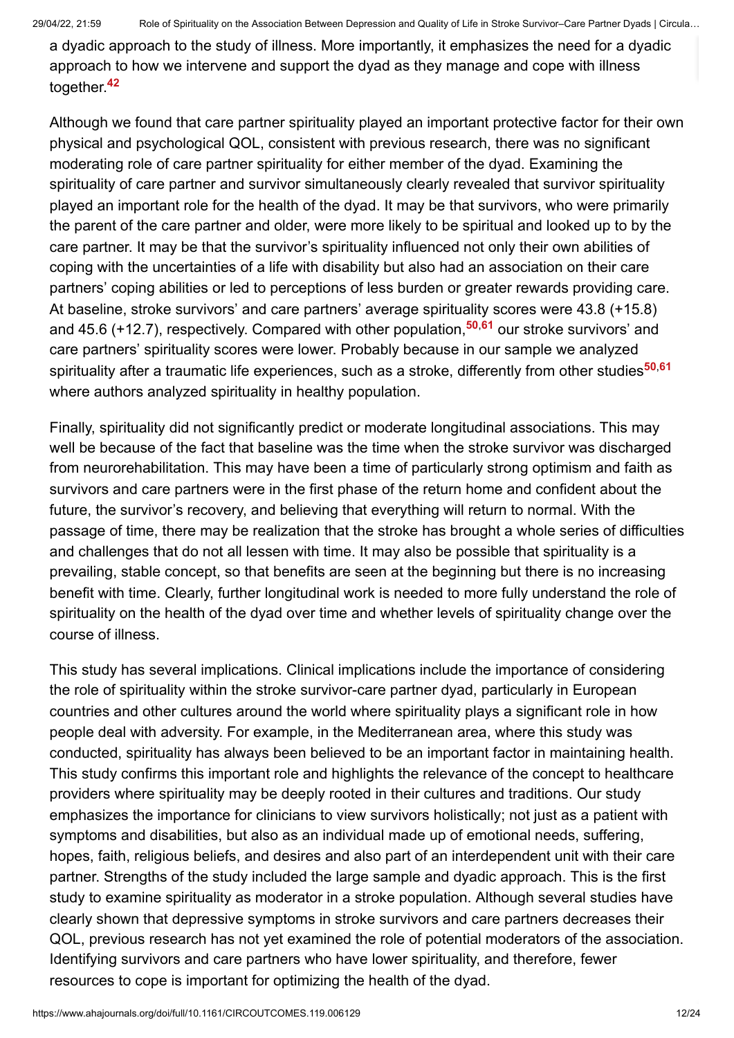a dyadic approach to the study of illness. More importantly, it emphasizes the need for a dyadic approach to how we intervene and support the dyad as they manage and cope with illness together.[42]

Although we found that care partner spirituality played an important protective factor for their own physical and psychological QOL, consistent with previous research, there was no significant moderating role of care partner spirituality for either member of the dyad. Examining the spirituality of care partner and survivor simultaneously clearly revealed that survivor spirituality played an important role for the health of the dyad. It may be that survivors, who were primarily the parent of the care partner and older, were more likely to be spiritual and looked up to by the care partner. It may be that the survivor's spirituality influenced not only their own abilities of coping with the uncertainties of a life with disability but also had an association on their care partners' coping abilities or led to perceptions of less burden or greater rewards providing care. At baseline, stroke survivors' and care partners' average spirituality scores were 43.8 (+15.8) and 45.6 (+12.7), respectively. Compared with other population,[50,61] our stroke survivors' and care partners' spirituality scores were lower. Probably because in our sample we analyzed spirituality after a traumatic life experiences, such as a stroke, differently from other studies[50,61] where authors analyzed spirituality in healthy population.

Finally, spirituality did not significantly predict or moderate longitudinal associations. This may well be because of the fact that baseline was the time when the stroke survivor was discharged from neurorehabilitation. This may have been a time of particularly strong optimism and faith as survivors and care partners were in the first phase of the return home and confident about the future, the survivor's recovery, and believing that everything will return to normal. With the passage of time, there may be realization that the stroke has brought a whole series of difficulties and challenges that do not all lessen with time. It may also be possible that spirituality is a prevailing, stable concept, so that benefits are seen at the beginning but there is no increasing benefit with time. Clearly, further longitudinal work is needed to more fully understand the role of spirituality on the health of the dyad over time and whether levels of spirituality change over the course of illness.

This study has several implications. Clinical implications include the importance of considering the role of spirituality within the stroke survivor-care partner dyad, particularly in European countries and other cultures around the world where spirituality plays a significant role in how people deal with adversity. For example, in the Mediterranean area, where this study was conducted, spirituality has always been believed to be an important factor in maintaining health. This study confirms this important role and highlights the relevance of the concept to healthcare providers where spirituality may be deeply rooted in their cultures and traditions. Our study emphasizes the importance for clinicians to view survivors holistically; not just as a patient with symptoms and disabilities, but also as an individual made up of emotional needs, suffering, hopes, faith, religious beliefs, and desires and also part of an interdependent unit with their care partner. Strengths of the study included the large sample and dyadic approach. This is the first study to examine spirituality as moderator in a stroke population. Although several studies have clearly shown that depressive symptoms in stroke survivors and care partners decreases their QOL, previous research has not yet examined the role of potential moderators of the association. Identifying survivors and care partners who have lower spirituality, and therefore, fewer resources to cope is important for optimizing the health of the dyad.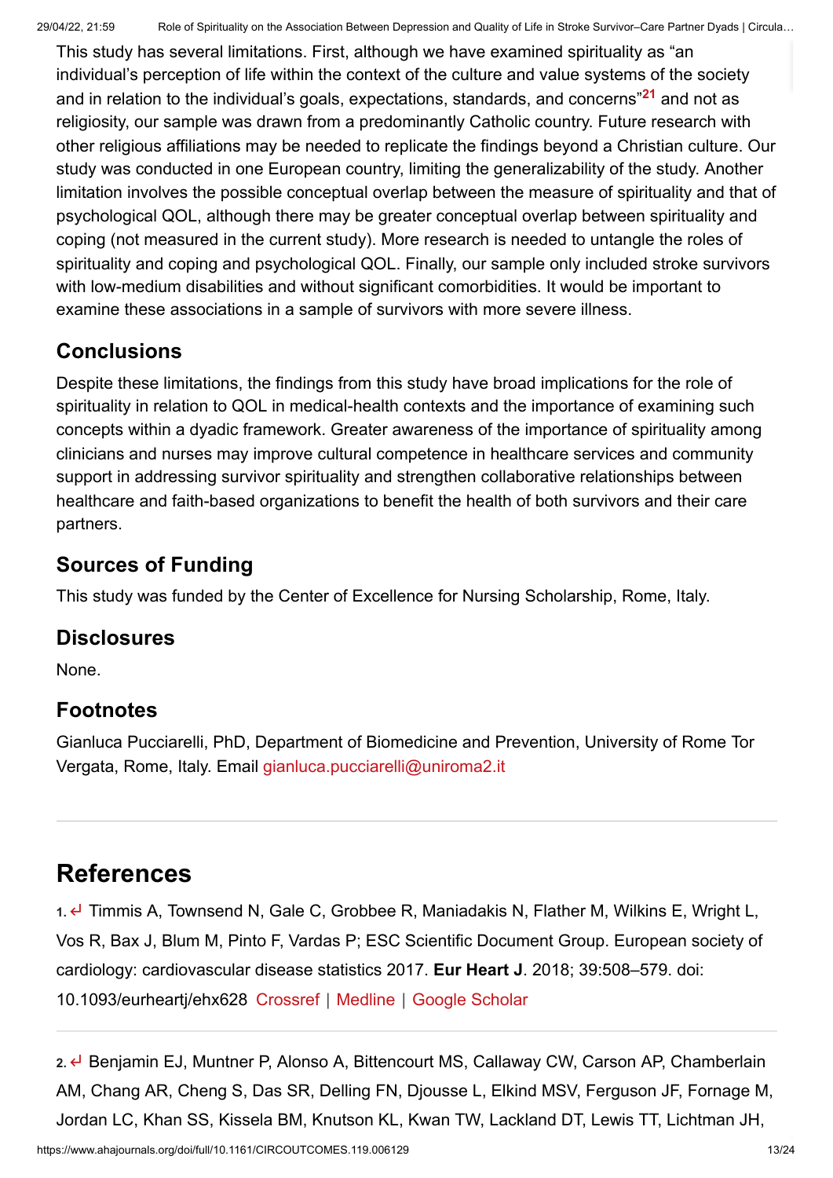This study has several limitations. First, although we have examined spirituality as "an individual's perception of life within the context of the culture and value systems of the society and in relation to the individual's goals, expectations, standards, and concerns"[21] and not as religiosity, our sample was drawn from a predominantly Catholic country. Future research with other religious affiliations may be needed to replicate the findings beyond a Christian culture. Our study was conducted in one European country, limiting the generalizability of the study. Another limitation involves the possible conceptual overlap between the measure of spirituality and that of psychological QOL, although there may be greater conceptual overlap between spirituality and coping (not measured in the current study). More research is needed to untangle the roles of spirituality and coping and psychological QOL. Finally, our sample only included stroke survivors with low-medium disabilities and without significant comorbidities. It would be important to examine these associations in a sample of survivors with more severe illness.

## Conclusions

Despite these limitations, the findings from this study have broad implications for the role of spirituality in relation to QOL in medical-health contexts and the importance of examining such concepts within a dyadic framework. Greater awareness of the importance of spirituality among clinicians and nurses may improve cultural competence in healthcare services and community support in addressing survivor spirituality and strengthen collaborative relationships between healthcare and faith-based organizations to benefit the health of both survivors and their care partners.

## Sources of Funding

This study was funded by the Center of Excellence for Nursing Scholarship, Rome, Italy.

## Disclosures

None.

## Footnotes

Gianluca Pucciarelli, PhD, Department of Biomedicine and Prevention, University of Rome Tor Vergata, Rome, Italy. Email gianluca.pucciarelli@uniroma2.it

---

# References

1. Timmis A, Townsend N, Gale C, Grobbee R, Maniadakis N, Flather M, Wilkins E, Wright L, Vos R, Bax J, Blum M, Pinto F, Vardas P; ESC Scientific Document Group. European society of cardiology: cardiovascular disease statistics 2017. **Eur Heart J**. 2018; 39:508–579. doi: 10.1093/eurheartj/ehx628 Crossref | Medline | Google Scholar

2. Benjamin EJ, Muntner P, Alonso A, Bittencourt MS, Callaway CW, Carson AP, Chamberlain AM, Chang AR, Cheng S, Das SR, Delling FN, Djousse L, Elkind MSV, Ferguson JF, Fornage M, Jordan LC, Khan SS, Kissela BM, Knutson KL, Kwan TW, Lackland DT, Lewis TT, Lichtman JH,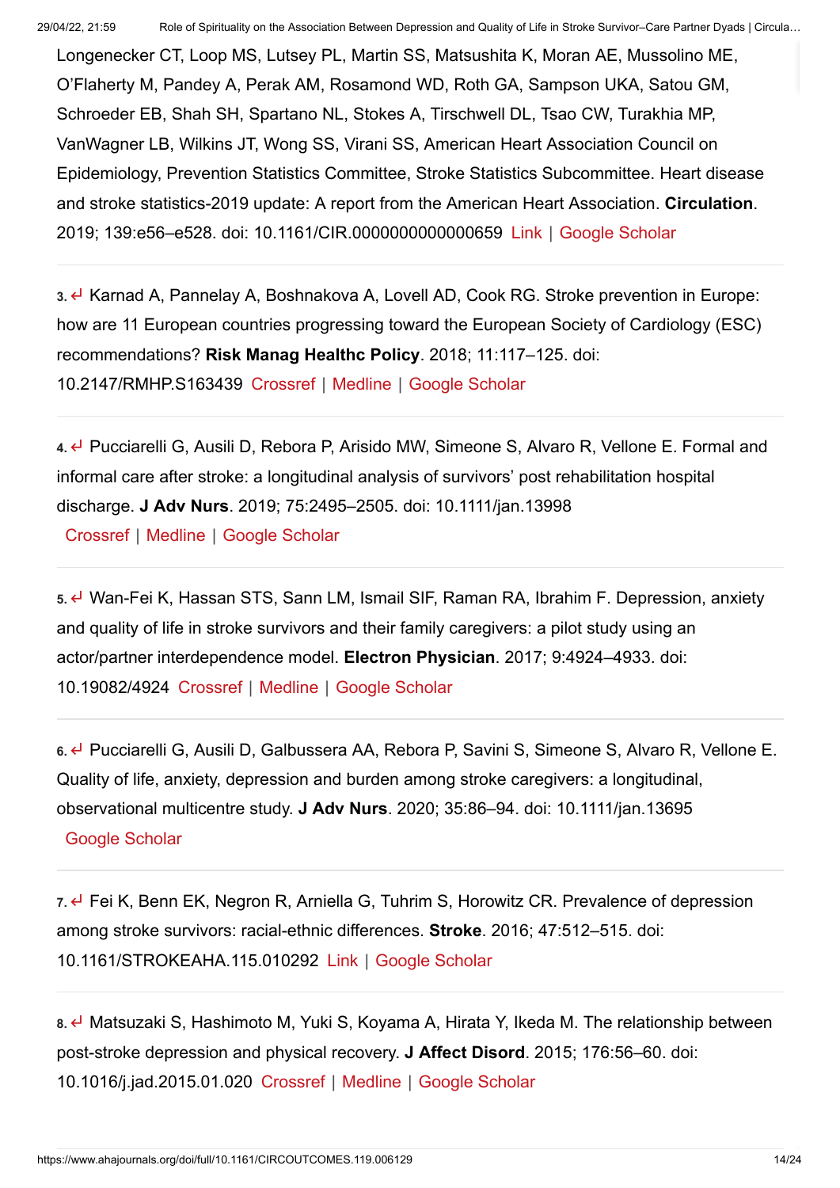Longenecker CT, Loop MS, Lutsey PL, Martin SS, Matsushita K, Moran AE, Mussolino ME, O'Flaherty M, Pandey A, Perak AM, Rosamond WD, Roth GA, Sampson UKA, Satou GM, Schroeder EB, Shah SH, Spartano NL, Stokes A, Tirschwell DL, Tsao CW, Turakhia MP, VanWagner LB, Wilkins JT, Wong SS, Virani SS, American Heart Association Council on Epidemiology, Prevention Statistics Committee, Stroke Statistics Subcommittee. Heart disease and stroke statistics-2019 update: A report from the American Heart Association. **Circulation**. 2019; 139:e56–e528. doi: 10.1161/CIR.0000000000000659 Link | Google Scholar

3. ↵ Karnad A, Pannelay A, Boshnakova A, Lovell AD, Cook RG. Stroke prevention in Europe: how are 11 European countries progressing toward the European Society of Cardiology (ESC) recommendations? **Risk Manag Healthc Policy**. 2018; 11:117–125. doi: 10.2147/RMHP.S163439 Crossref | Medline | Google Scholar

4. ↵ Pucciarelli G, Ausili D, Rebora P, Arisido MW, Simeone S, Alvaro R, Vellone E. Formal and informal care after stroke: a longitudinal analysis of survivors' post rehabilitation hospital discharge. **J Adv Nurs**. 2019; 75:2495–2505. doi: 10.1111/jan.13998 Crossref | Medline | Google Scholar

5. ↵ Wan-Fei K, Hassan STS, Sann LM, Ismail SIF, Raman RA, Ibrahim F. Depression, anxiety and quality of life in stroke survivors and their family caregivers: a pilot study using an actor/partner interdependence model. **Electron Physician**. 2017; 9:4924–4933. doi: 10.19082/4924 Crossref | Medline | Google Scholar

6. ↵ Pucciarelli G, Ausili D, Galbussera AA, Rebora P, Savini S, Simeone S, Alvaro R, Vellone E. Quality of life, anxiety, depression and burden among stroke caregivers: a longitudinal, observational multicentre study. **J Adv Nurs**. 2020; 35:86–94. doi: 10.1111/jan.13695 Google Scholar

7. ↵ Fei K, Benn EK, Negron R, Arniella G, Tuhrim S, Horowitz CR. Prevalence of depression among stroke survivors: racial-ethnic differences. **Stroke**. 2016; 47:512–515. doi: 10.1161/STROKEAHA.115.010292 Link | Google Scholar

8. ↵ Matsuzaki S, Hashimoto M, Yuki S, Koyama A, Hirata Y, Ikeda M. The relationship between post-stroke depression and physical recovery. **J Affect Disord**. 2015; 176:56–60. doi: 10.1016/j.jad.2015.01.020 Crossref | Medline | Google Scholar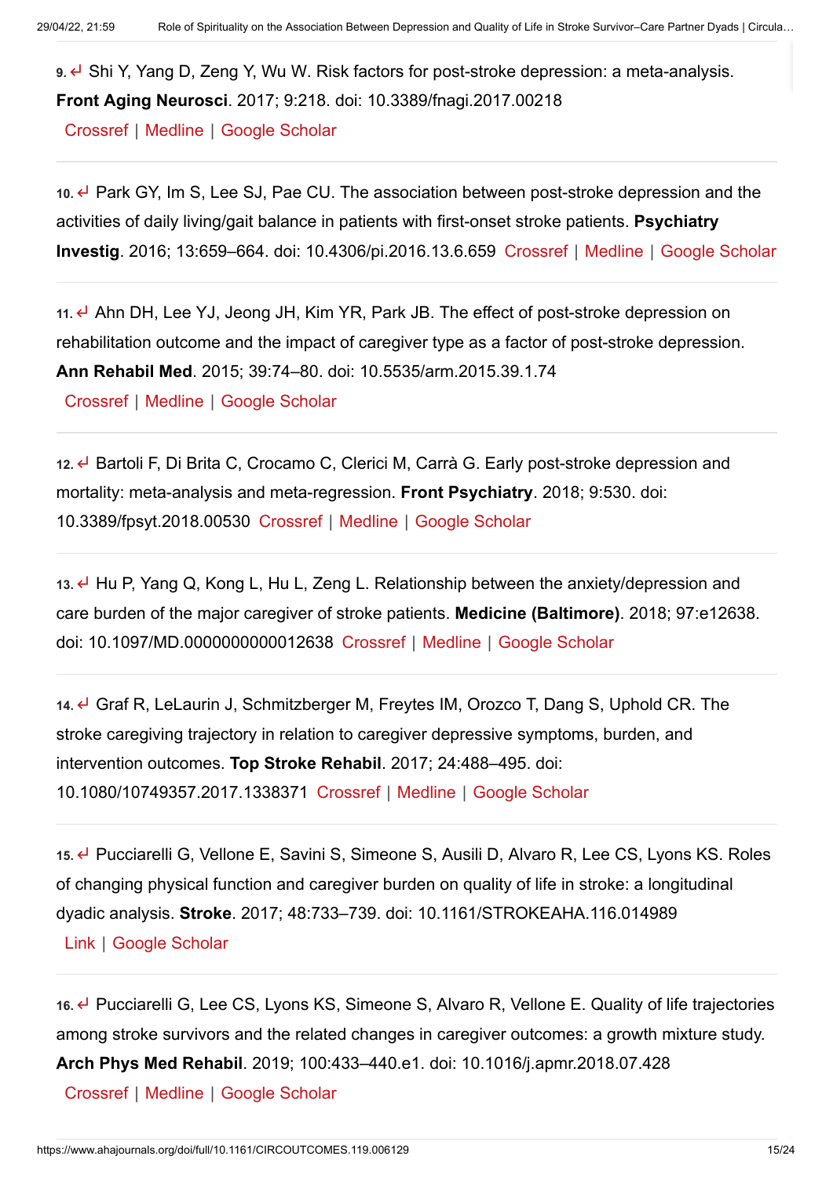9. ↵ Shi Y, Yang D, Zeng Y, Wu W. Risk factors for post-stroke depression: a meta-analysis. **Front Aging Neurosci**. 2017; 9:218. doi: 10.3389/fnagi.2017.00218 Crossref | Medline | Google Scholar

10. ↵ Park GY, Im S, Lee SJ, Pae CU. The association between post-stroke depression and the activities of daily living/gait balance in patients with first-onset stroke patients. **Psychiatry Investig**. 2016; 13:659–664. doi: 10.4306/pi.2016.13.6.659 Crossref | Medline | Google Scholar

11. ↵ Ahn DH, Lee YJ, Jeong JH, Kim YR, Park JB. The effect of post-stroke depression on rehabilitation outcome and the impact of caregiver type as a factor of post-stroke depression. **Ann Rehabil Med**. 2015; 39:74–80. doi: 10.5535/arm.2015.39.1.74 Crossref | Medline | Google Scholar

12. ↵ Bartoli F, Di Brita C, Crocamo C, Clerici M, Carrà G. Early post-stroke depression and mortality: meta-analysis and meta-regression. **Front Psychiatry**. 2018; 9:530. doi: 10.3389/fpsyt.2018.00530 Crossref | Medline | Google Scholar

13. ↵ Hu P, Yang Q, Kong L, Hu L, Zeng L. Relationship between the anxiety/depression and care burden of the major caregiver of stroke patients. **Medicine (Baltimore)**. 2018; 97:e12638. doi: 10.1097/MD.0000000000012638 Crossref | Medline | Google Scholar

14. ↵ Graf R, LeLaurin J, Schmitzberger M, Freytes IM, Orozco T, Dang S, Uphold CR. The stroke caregiving trajectory in relation to caregiver depressive symptoms, burden, and intervention outcomes. **Top Stroke Rehabil**. 2017; 24:488–495. doi: 10.1080/10749357.2017.1338371 Crossref | Medline | Google Scholar

15. ↵ Pucciarelli G, Vellone E, Savini S, Simeone S, Ausili D, Alvaro R, Lee CS, Lyons KS. Roles of changing physical function and caregiver burden on quality of life in stroke: a longitudinal dyadic analysis. **Stroke**. 2017; 48:733–739. doi: 10.1161/STROKEAHA.116.014989 Link | Google Scholar

16. ↵ Pucciarelli G, Lee CS, Lyons KS, Simeone S, Alvaro R, Vellone E. Quality of life trajectories among stroke survivors and the related changes in caregiver outcomes: a growth mixture study. **Arch Phys Med Rehabil**. 2019; 100:433–440.e1. doi: 10.1016/j.apmr.2018.07.428 Crossref | Medline | Google Scholar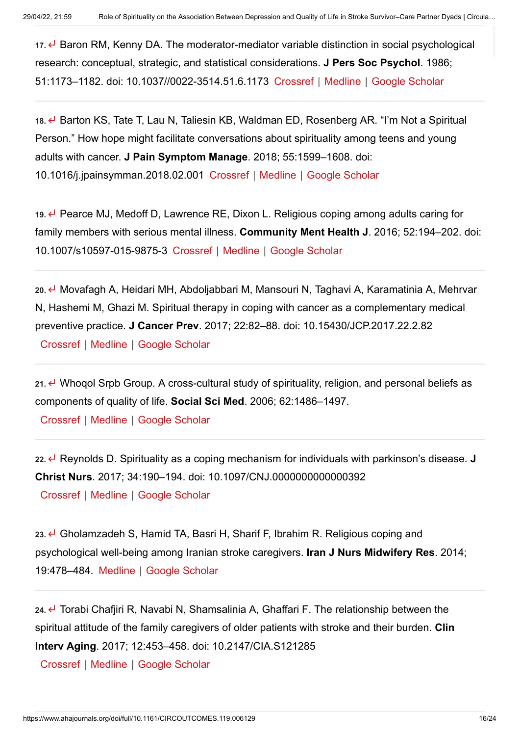17. ↵ Baron RM, Kenny DA. The moderator-mediator variable distinction in social psychological research: conceptual, strategic, and statistical considerations. **J Pers Soc Psychol**. 1986; 51:1173–1182. doi: 10.1037//0022-3514.51.6.1173 Crossref | Medline | Google Scholar

---

18. ↵ Barton KS, Tate T, Lau N, Taliesin KB, Waldman ED, Rosenberg AR. "I'm Not a Spiritual Person." How hope might facilitate conversations about spirituality among teens and young adults with cancer. **J Pain Symptom Manage**. 2018; 55:1599–1608. doi: 10.1016/j.jpainsymman.2018.02.001 Crossref | Medline | Google Scholar

---

19. ↵ Pearce MJ, Medoff D, Lawrence RE, Dixon L. Religious coping among adults caring for family members with serious mental illness. **Community Ment Health J**. 2016; 52:194–202. doi: 10.1007/s10597-015-9875-3 Crossref | Medline | Google Scholar

---

20. ↵ Movafagh A, Heidari MH, Abdoljabbari M, Mansouri N, Taghavi A, Karamatinia A, Mehrvar N, Hashemi M, Ghazi M. Spiritual therapy in coping with cancer as a complementary medical preventive practice. **J Cancer Prev**. 2017; 22:82–88. doi: 10.15430/JCP.2017.22.2.82 Crossref | Medline | Google Scholar

---

21. ↵ Whoqol Srpb Group. A cross-cultural study of spirituality, religion, and personal beliefs as components of quality of life. **Social Sci Med**. 2006; 62:1486–1497. Crossref | Medline | Google Scholar

---

22. ↵ Reynolds D. Spirituality as a coping mechanism for individuals with parkinson's disease. **J Christ Nurs**. 2017; 34:190–194. doi: 10.1097/CNJ.0000000000000392 Crossref | Medline | Google Scholar

---

23. ↵ Gholamzadeh S, Hamid TA, Basri H, Sharif F, Ibrahim R. Religious coping and psychological well-being among Iranian stroke caregivers. **Iran J Nurs Midwifery Res**. 2014; 19:478–484. Medline | Google Scholar

---

24. ↵ Torabi Chafjiri R, Navabi N, Shamsalinia A, Ghaffari F. The relationship between the spiritual attitude of the family caregivers of older patients with stroke and their burden. **Clin Interv Aging**. 2017; 12:453–458. doi: 10.2147/CIA.S121285 Crossref | Medline | Google Scholar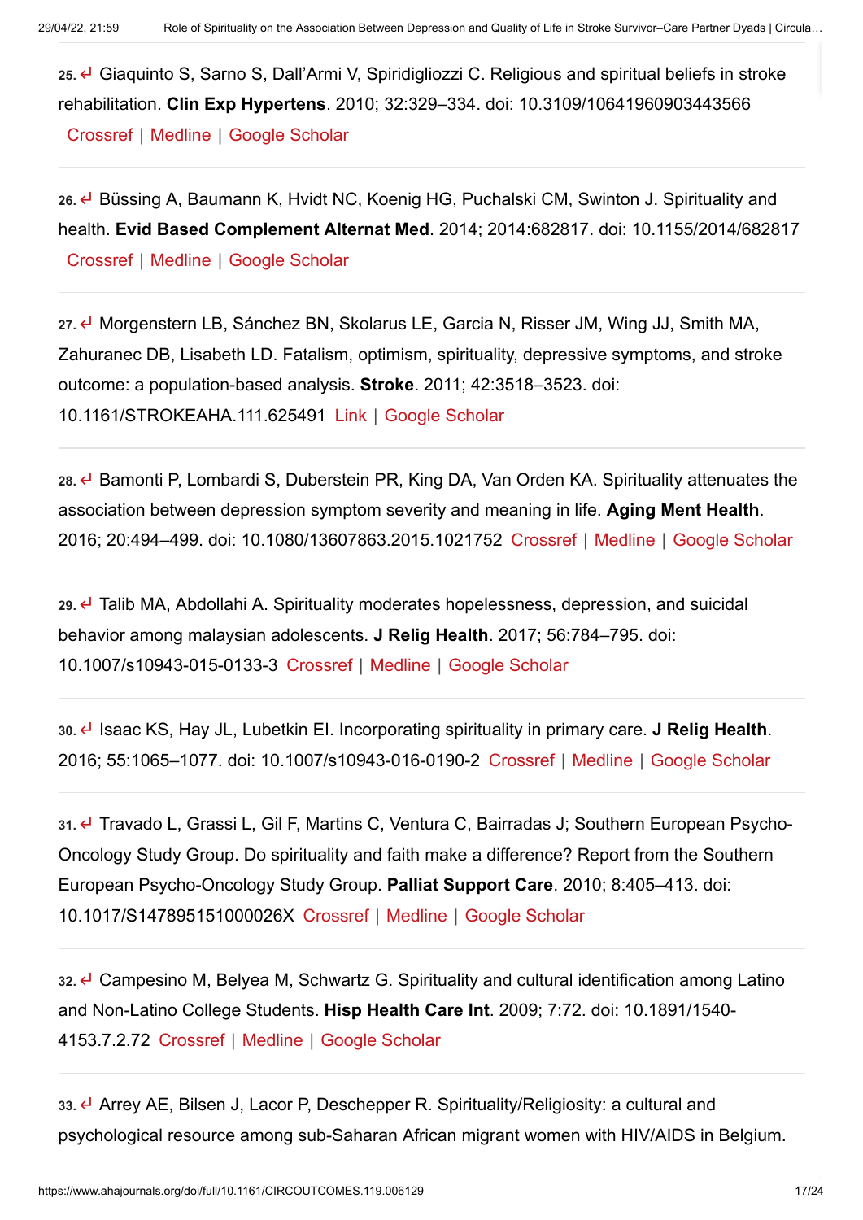25. ↵ Giaquinto S, Sarno S, Dall'Armi V, Spiridigliozzi C. Religious and spiritual beliefs in stroke rehabilitation. **Clin Exp Hypertens**. 2010; 32:329–334. doi: 10.3109/10641960903443566 Crossref | Medline | Google Scholar

26. ↵ Büssing A, Baumann K, Hvidt NC, Koenig HG, Puchalski CM, Swinton J. Spirituality and health. **Evid Based Complement Alternat Med**. 2014; 2014:682817. doi: 10.1155/2014/682817 Crossref | Medline | Google Scholar

27. ↵ Morgenstern LB, Sánchez BN, Skolarus LE, Garcia N, Risser JM, Wing JJ, Smith MA, Zahuranec DB, Lisabeth LD. Fatalism, optimism, spirituality, depressive symptoms, and stroke outcome: a population-based analysis. **Stroke**. 2011; 42:3518–3523. doi: 10.1161/STROKEAHA.111.625491 Link | Google Scholar

28. ↵ Bamonti P, Lombardi S, Duberstein PR, King DA, Van Orden KA. Spirituality attenuates the association between depression symptom severity and meaning in life. **Aging Ment Health**. 2016; 20:494–499. doi: 10.1080/13607863.2015.1021752 Crossref | Medline | Google Scholar

29. ↵ Talib MA, Abdollahi A. Spirituality moderates hopelessness, depression, and suicidal behavior among malaysian adolescents. **J Relig Health**. 2017; 56:784–795. doi: 10.1007/s10943-015-0133-3 Crossref | Medline | Google Scholar

30. ↵ Isaac KS, Hay JL, Lubetkin EI. Incorporating spirituality in primary care. **J Relig Health**. 2016; 55:1065–1077. doi: 10.1007/s10943-016-0190-2 Crossref | Medline | Google Scholar

31. ↵ Travado L, Grassi L, Gil F, Martins C, Ventura C, Bairradas J; Southern European Psycho-Oncology Study Group. Do spirituality and faith make a difference? Report from the Southern European Psycho-Oncology Study Group. **Palliat Support Care**. 2010; 8:405–413. doi: 10.1017/S147895151000026X Crossref | Medline | Google Scholar

32. ↵ Campesino M, Belyea M, Schwartz G. Spirituality and cultural identification among Latino and Non-Latino College Students. **Hisp Health Care Int**. 2009; 7:72. doi: 10.1891/1540-4153.7.2.72 Crossref | Medline | Google Scholar

33. ↵ Arrey AE, Bilsen J, Lacor P, Deschepper R. Spirituality/Religiosity: a cultural and psychological resource among sub-Saharan African migrant women with HIV/AIDS in Belgium.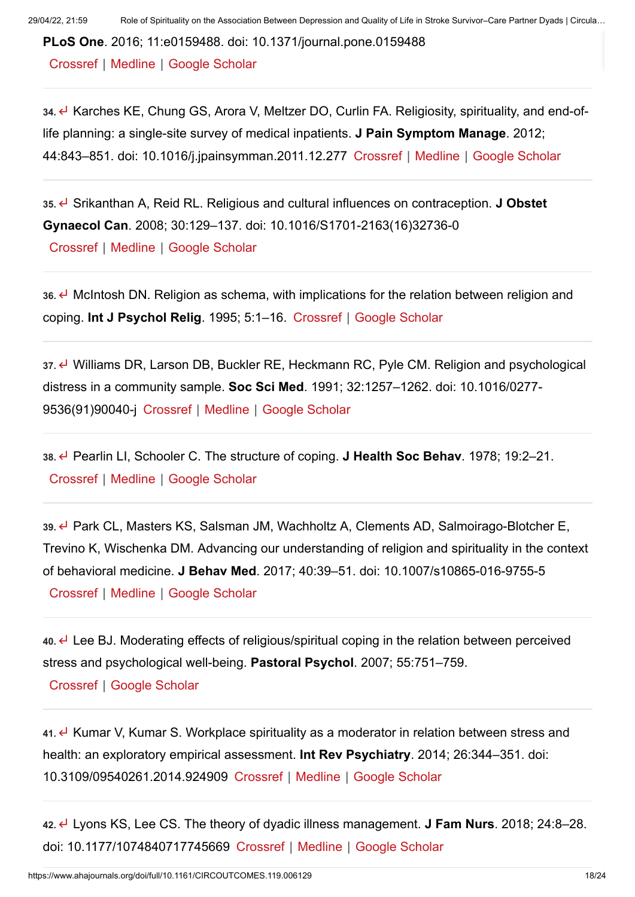**PLoS One**. 2016; 11:e0159488. doi: 10.1371/journal.pone.0159488
Crossref | Medline | Google Scholar

34. ↵ Karches KE, Chung GS, Arora V, Meltzer DO, Curlin FA. Religiosity, spirituality, and end-of-life planning: a single-site survey of medical inpatients. **J Pain Symptom Manage**. 2012; 44:843–851. doi: 10.1016/j.jpainsymman.2011.12.277 Crossref | Medline | Google Scholar

35. ↵ Srikanthan A, Reid RL. Religious and cultural influences on contraception. **J Obstet Gynaecol Can**. 2008; 30:129–137. doi: 10.1016/S1701-2163(16)32736-0
Crossref | Medline | Google Scholar

36. ↵ McIntosh DN. Religion as schema, with implications for the relation between religion and coping. **Int J Psychol Relig**. 1995; 5:1–16. Crossref | Google Scholar

37. ↵ Williams DR, Larson DB, Buckler RE, Heckmann RC, Pyle CM. Religion and psychological distress in a community sample. **Soc Sci Med**. 1991; 32:1257–1262. doi: 10.1016/0277-9536(91)90040-j Crossref | Medline | Google Scholar

38. ↵ Pearlin LI, Schooler C. The structure of coping. **J Health Soc Behav**. 1978; 19:2–21.
Crossref | Medline | Google Scholar

39. ↵ Park CL, Masters KS, Salsman JM, Wachholtz A, Clements AD, Salmoirago-Blotcher E, Trevino K, Wischenka DM. Advancing our understanding of religion and spirituality in the context of behavioral medicine. **J Behav Med**. 2017; 40:39–51. doi: 10.1007/s10865-016-9755-5
Crossref | Medline | Google Scholar

40. ↵ Lee BJ. Moderating effects of religious/spiritual coping in the relation between perceived stress and psychological well-being. **Pastoral Psychol**. 2007; 55:751–759.
Crossref | Google Scholar

41. ↵ Kumar V, Kumar S. Workplace spirituality as a moderator in relation between stress and health: an exploratory empirical assessment. **Int Rev Psychiatry**. 2014; 26:344–351. doi: 10.3109/09540261.2014.924909 Crossref | Medline | Google Scholar

42. ↵ Lyons KS, Lee CS. The theory of dyadic illness management. **J Fam Nurs**. 2018; 24:8–28. doi: 10.1177/1074840717745669 Crossref | Medline | Google Scholar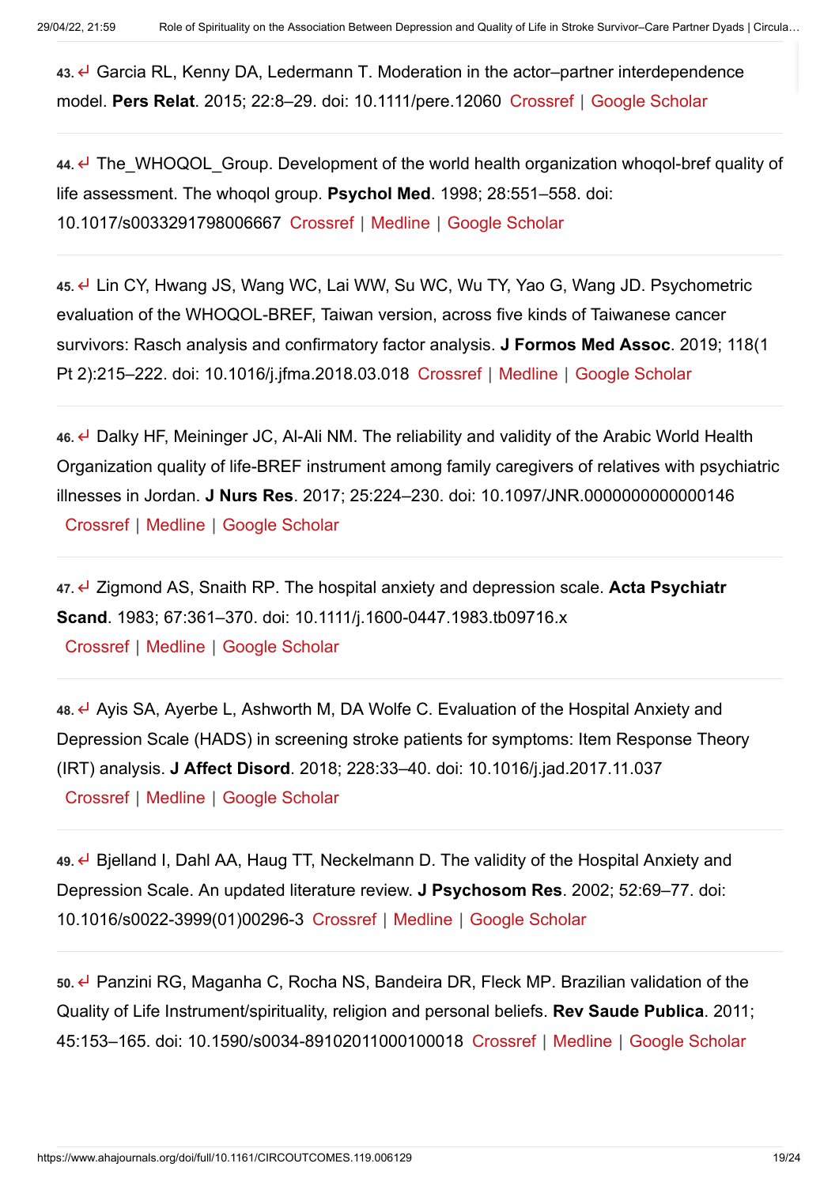43. ↵ Garcia RL, Kenny DA, Ledermann T. Moderation in the actor–partner interdependence model. **Pers Relat**. 2015; 22:8–29. doi: 10.1111/pere.12060 Crossref | Google Scholar

44. ↵ The_WHOQOL_Group. Development of the world health organization whoqol-bref quality of life assessment. The whoqol group. **Psychol Med**. 1998; 28:551–558. doi: 10.1017/s0033291798006667 Crossref | Medline | Google Scholar

45. ↵ Lin CY, Hwang JS, Wang WC, Lai WW, Su WC, Wu TY, Yao G, Wang JD. Psychometric evaluation of the WHOQOL-BREF, Taiwan version, across five kinds of Taiwanese cancer survivors: Rasch analysis and confirmatory factor analysis. **J Formos Med Assoc**. 2019; 118(1 Pt 2):215–222. doi: 10.1016/j.jfma.2018.03.018 Crossref | Medline | Google Scholar

46. ↵ Dalky HF, Meininger JC, Al-Ali NM. The reliability and validity of the Arabic World Health Organization quality of life-BREF instrument among family caregivers of relatives with psychiatric illnesses in Jordan. **J Nurs Res**. 2017; 25:224–230. doi: 10.1097/JNR.0000000000000146 Crossref | Medline | Google Scholar

47. ↵ Zigmond AS, Snaith RP. The hospital anxiety and depression scale. **Acta Psychiatr Scand**. 1983; 67:361–370. doi: 10.1111/j.1600-0447.1983.tb09716.x Crossref | Medline | Google Scholar

48. ↵ Ayis SA, Ayerbe L, Ashworth M, DA Wolfe C. Evaluation of the Hospital Anxiety and Depression Scale (HADS) in screening stroke patients for symptoms: Item Response Theory (IRT) analysis. **J Affect Disord**. 2018; 228:33–40. doi: 10.1016/j.jad.2017.11.037 Crossref | Medline | Google Scholar

49. ↵ Bjelland I, Dahl AA, Haug TT, Neckelmann D. The validity of the Hospital Anxiety and Depression Scale. An updated literature review. **J Psychosom Res**. 2002; 52:69–77. doi: 10.1016/s0022-3999(01)00296-3 Crossref | Medline | Google Scholar

50. ↵ Panzini RG, Maganha C, Rocha NS, Bandeira DR, Fleck MP. Brazilian validation of the Quality of Life Instrument/spirituality, religion and personal beliefs. **Rev Saude Publica**. 2011; 45:153–165. doi: 10.1590/s0034-89102011000100018 Crossref | Medline | Google Scholar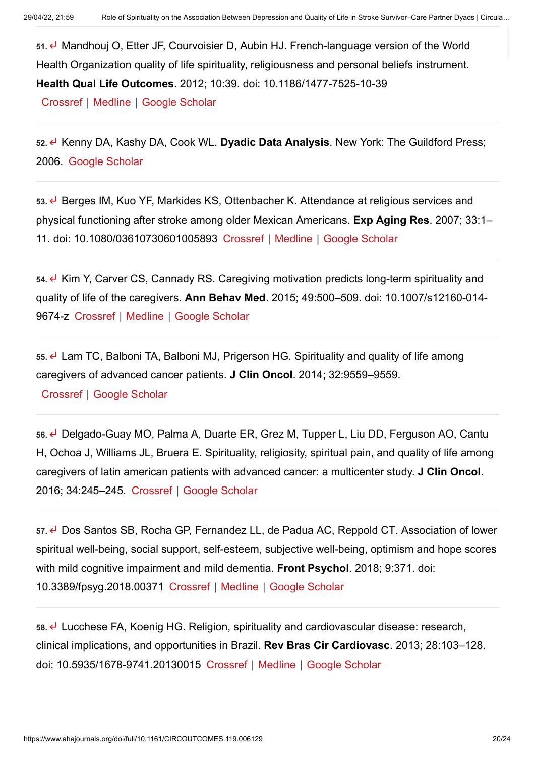51. ↵ Mandhouj O, Etter JF, Courvoisier D, Aubin HJ. French-language version of the World Health Organization quality of life spirituality, religiousness and personal beliefs instrument. **Health Qual Life Outcomes**. 2012; 10:39. doi: 10.1186/1477-7525-10-39
Crossref | Medline | Google Scholar

52. ↵ Kenny DA, Kashy DA, Cook WL. **Dyadic Data Analysis**. New York: The Guildford Press; 2006. Google Scholar

53. ↵ Berges IM, Kuo YF, Markides KS, Ottenbacher K. Attendance at religious services and physical functioning after stroke among older Mexican Americans. **Exp Aging Res**. 2007; 33:1–11. doi: 10.1080/03610730601005893 Crossref | Medline | Google Scholar

54. ↵ Kim Y, Carver CS, Cannady RS. Caregiving motivation predicts long-term spirituality and quality of life of the caregivers. **Ann Behav Med**. 2015; 49:500–509. doi: 10.1007/s12160-014-9674-z Crossref | Medline | Google Scholar

55. ↵ Lam TC, Balboni TA, Balboni MJ, Prigerson HG. Spirituality and quality of life among caregivers of advanced cancer patients. **J Clin Oncol**. 2014; 32:9559–9559.
Crossref | Google Scholar

56. ↵ Delgado-Guay MO, Palma A, Duarte ER, Grez M, Tupper L, Liu DD, Ferguson AO, Cantu H, Ochoa J, Williams JL, Bruera E. Spirituality, religiosity, spiritual pain, and quality of life among caregivers of latin american patients with advanced cancer: a multicenter study. **J Clin Oncol**. 2016; 34:245–245. Crossref | Google Scholar

57. ↵ Dos Santos SB, Rocha GP, Fernandez LL, de Padua AC, Reppold CT. Association of lower spiritual well-being, social support, self-esteem, subjective well-being, optimism and hope scores with mild cognitive impairment and mild dementia. **Front Psychol**. 2018; 9:371. doi: 10.3389/fpsyg.2018.00371 Crossref | Medline | Google Scholar

58. ↵ Lucchese FA, Koenig HG. Religion, spirituality and cardiovascular disease: research, clinical implications, and opportunities in Brazil. **Rev Bras Cir Cardiovasc**. 2013; 28:103–128. doi: 10.5935/1678-9741.20130015 Crossref | Medline | Google Scholar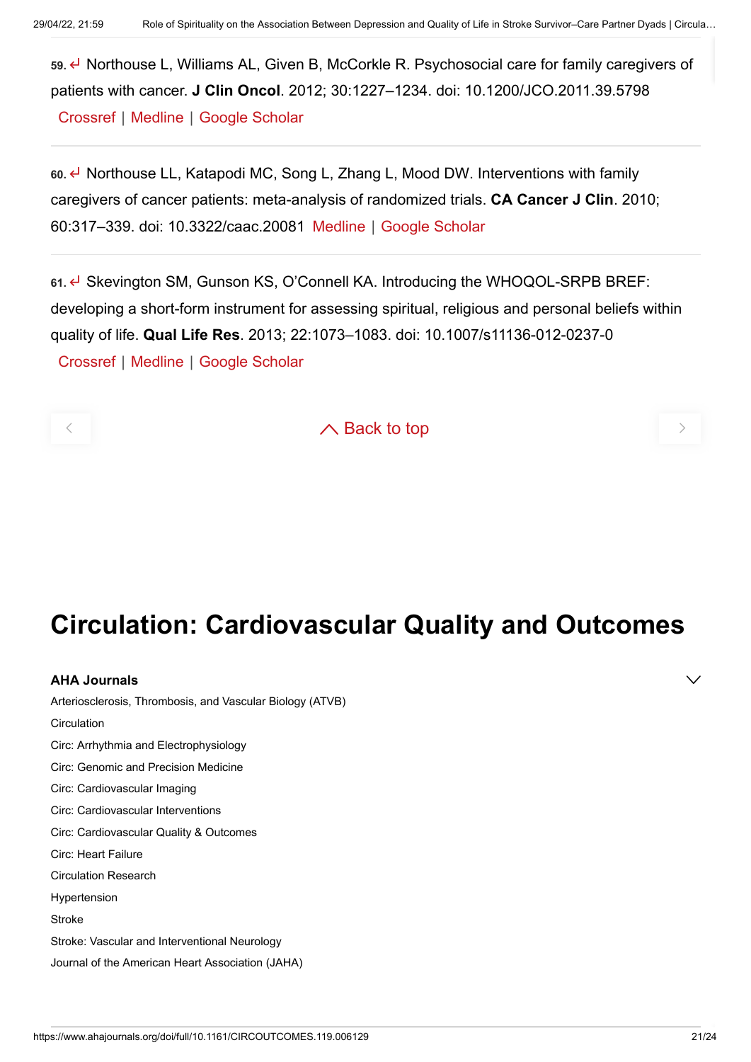59. ↵ Northouse L, Williams AL, Given B, McCorkle R. Psychosocial care for family caregivers of patients with cancer. **J Clin Oncol**. 2012; 30:1227–1234. doi: 10.1200/JCO.2011.39.5798 Crossref | Medline | Google Scholar

60. ↵ Northouse LL, Katapodi MC, Song L, Zhang L, Mood DW. Interventions with family caregivers of cancer patients: meta-analysis of randomized trials. **CA Cancer J Clin**. 2010; 60:317–339. doi: 10.3322/caac.20081 Medline | Google Scholar

61. ↵ Skevington SM, Gunson KS, O'Connell KA. Introducing the WHOQOL-SRPB BREF: developing a short-form instrument for assessing spiritual, religious and personal beliefs within quality of life. **Qual Life Res**. 2013; 22:1073–1083. doi: 10.1007/s11136-012-0237-0 Crossref | Medline | Google Scholar

Back to top

# Circulation: Cardiovascular Quality and Outcomes

**AHA Journals**

Arteriosclerosis, Thrombosis, and Vascular Biology (ATVB)

Circulation

Circ: Arrhythmia and Electrophysiology

Circ: Genomic and Precision Medicine

Circ: Cardiovascular Imaging

Circ: Cardiovascular Interventions

Circ: Cardiovascular Quality & Outcomes

Circ: Heart Failure

Circulation Research

Hypertension

Stroke

Stroke: Vascular and Interventional Neurology

Journal of the American Heart Association (JAHA)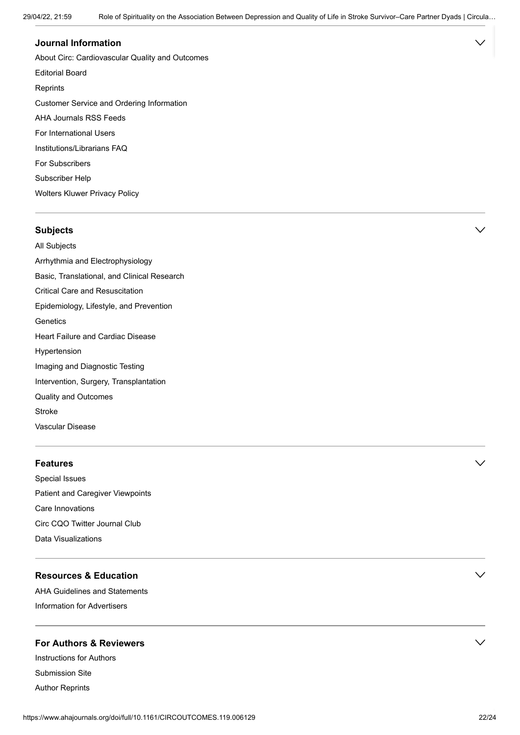## Journal Information

About Circ: Cardiovascular Quality and Outcomes

Editorial Board

Reprints

Customer Service and Ordering Information

AHA Journals RSS Feeds

For International Users

Institutions/Librarians FAQ

For Subscribers

Subscriber Help

Wolters Kluwer Privacy Policy

## Subjects

All Subjects

Arrhythmia and Electrophysiology

Basic, Translational, and Clinical Research

Critical Care and Resuscitation

Epidemiology, Lifestyle, and Prevention

Genetics

Heart Failure and Cardiac Disease

Hypertension

Imaging and Diagnostic Testing

Intervention, Surgery, Transplantation

Quality and Outcomes

Stroke

Vascular Disease

## Features

Special Issues

Patient and Caregiver Viewpoints

Care Innovations

Circ CQO Twitter Journal Club

Data Visualizations

## Resources & Education

AHA Guidelines and Statements

Information for Advertisers

## For Authors & Reviewers

Instructions for Authors

Submission Site

Author Reprints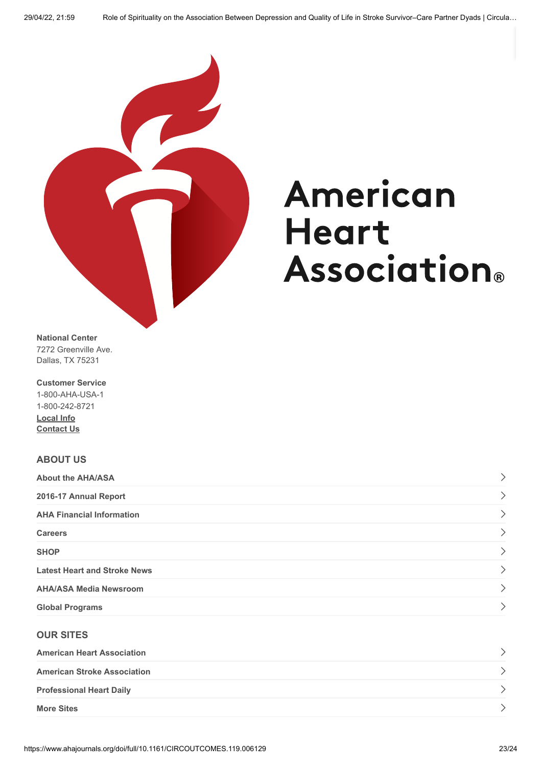American Heart Association®

**National Center**
7272 Greenville Ave.
Dallas, TX 75231

**Customer Service**
1-800-AHA-USA-1
1-800-242-8721
**Local Info**
**Contact Us**

## ABOUT US

- About the AHA/ASA
- 2016-17 Annual Report
- AHA Financial Information
- Careers
- SHOP
- Latest Heart and Stroke News
- AHA/ASA Media Newsroom
- Global Programs

## OUR SITES

- American Heart Association
- American Stroke Association
- Professional Heart Daily
- More Sites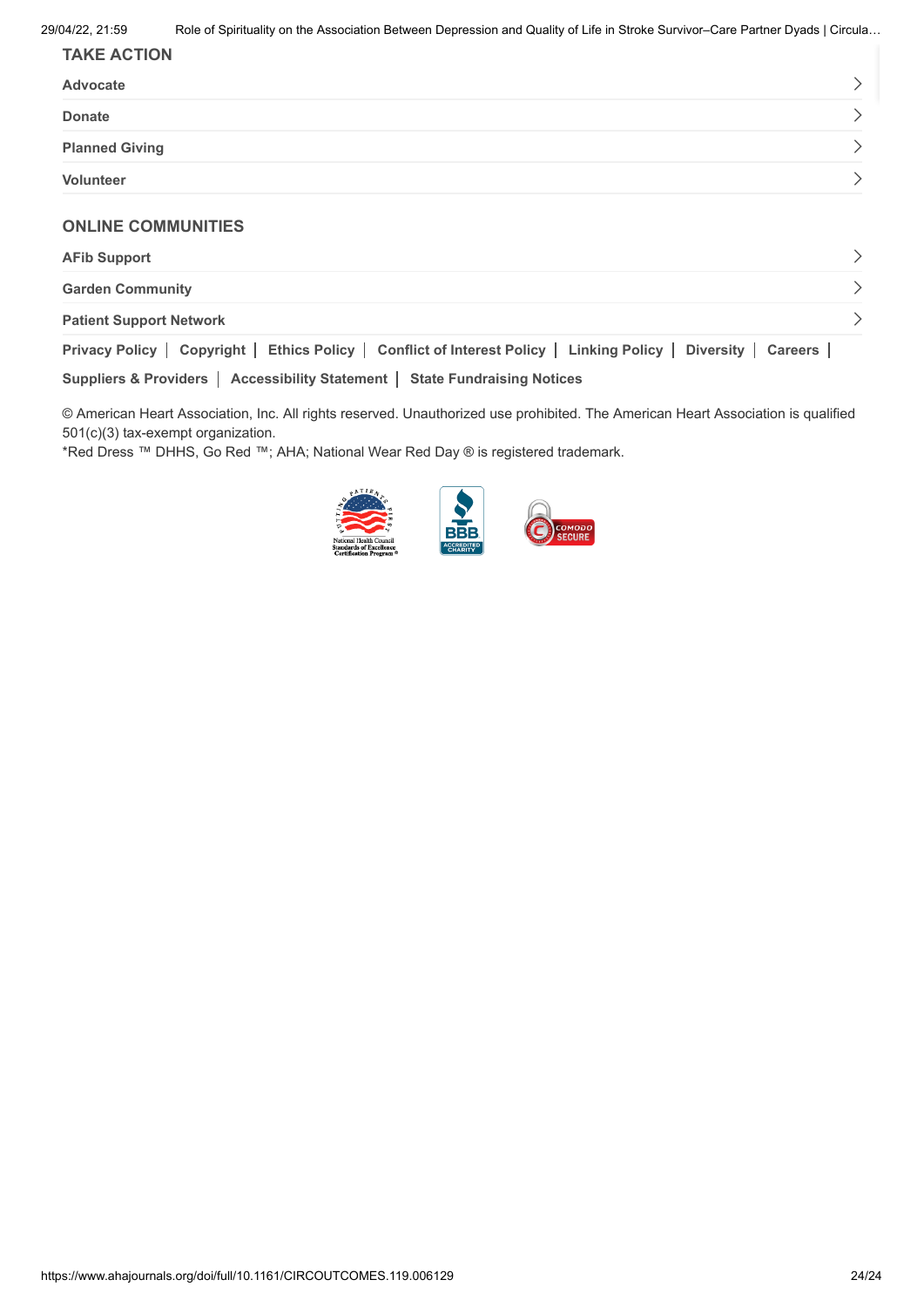## TAKE ACTION

- Advocate
- Donate
- Planned Giving
- Volunteer

## ONLINE COMMUNITIES

- AFib Support
- Garden Community
- Patient Support Network

Privacy Policy | Copyright | Ethics Policy | Conflict of Interest Policy | Linking Policy | Diversity | Careers | Suppliers & Providers | Accessibility Statement | State Fundraising Notices

© American Heart Association, Inc. All rights reserved. Unauthorized use prohibited. The American Heart Association is qualified 501(c)(3) tax-exempt organization.
*Red Dress ™ DHHS, Go Red ™; AHA; National Wear Red Day ® is registered trademark.